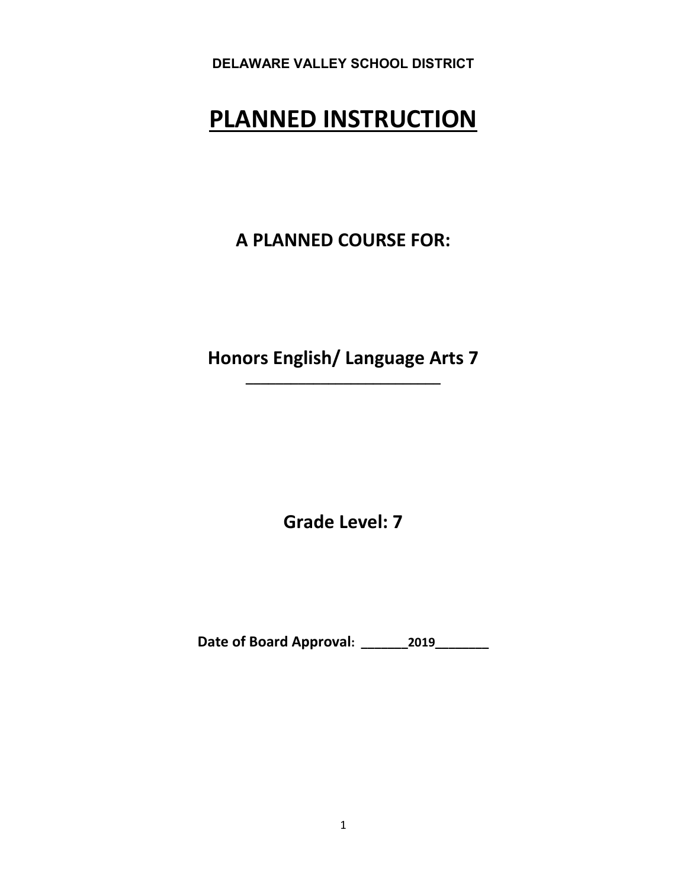**DELAWARE VALLEY SCHOOL DISTRICT**

# PLANNED INSTRUCTION

## A PLANNED COURSE FOR:

## Honors English/ Language Arts 7

## Grade Level: 7

**Date of Board Approval: _______2019________**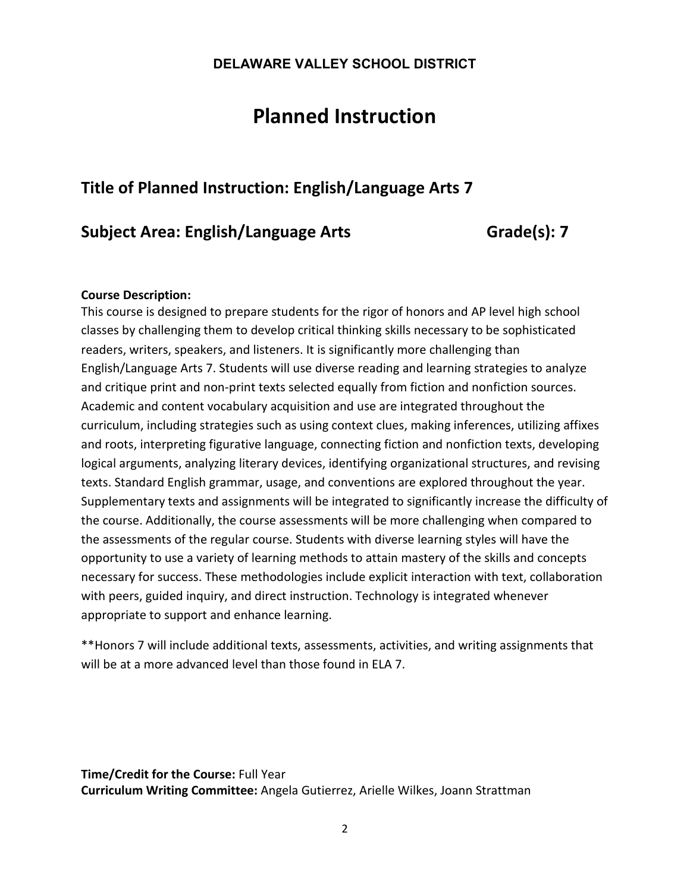**DELAWARE VALLEY SCHOOL DISTRICT**

# Planned Instruction

## Title of Planned Instruction: English/Language Arts 7

## Subject Area: English/Language Arts Grade(s): 7

**Course Description:**
This course is designed to prepare students for the rigor of honors and AP level high school classes by challenging them to develop critical thinking skills necessary to be sophisticated readers, writers, speakers, and listeners. It is significantly more challenging than English/Language Arts 7. Students will use diverse reading and learning strategies to analyze and critique print and non-print texts selected equally from fiction and nonfiction sources. Academic and content vocabulary acquisition and use are integrated throughout the curriculum, including strategies such as using context clues, making inferences, utilizing affixes and roots, interpreting figurative language, connecting fiction and nonfiction texts, developing logical arguments, analyzing literary devices, identifying organizational structures, and revising texts. Standard English grammar, usage, and conventions are explored throughout the year. Supplementary texts and assignments will be integrated to significantly increase the difficulty of the course. Additionally, the course assessments will be more challenging when compared to the assessments of the regular course. Students with diverse learning styles will have the opportunity to use a variety of learning methods to attain mastery of the skills and concepts necessary for success. These methodologies include explicit interaction with text, collaboration with peers, guided inquiry, and direct instruction. Technology is integrated whenever appropriate to support and enhance learning.

**Honors 7 will include additional texts, assessments, activities, and writing assignments that will be at a more advanced level than those found in ELA 7.

**Time/Credit for the Course:** Full Year
**Curriculum Writing Committee:** Angela Gutierrez, Arielle Wilkes, Joann Strattman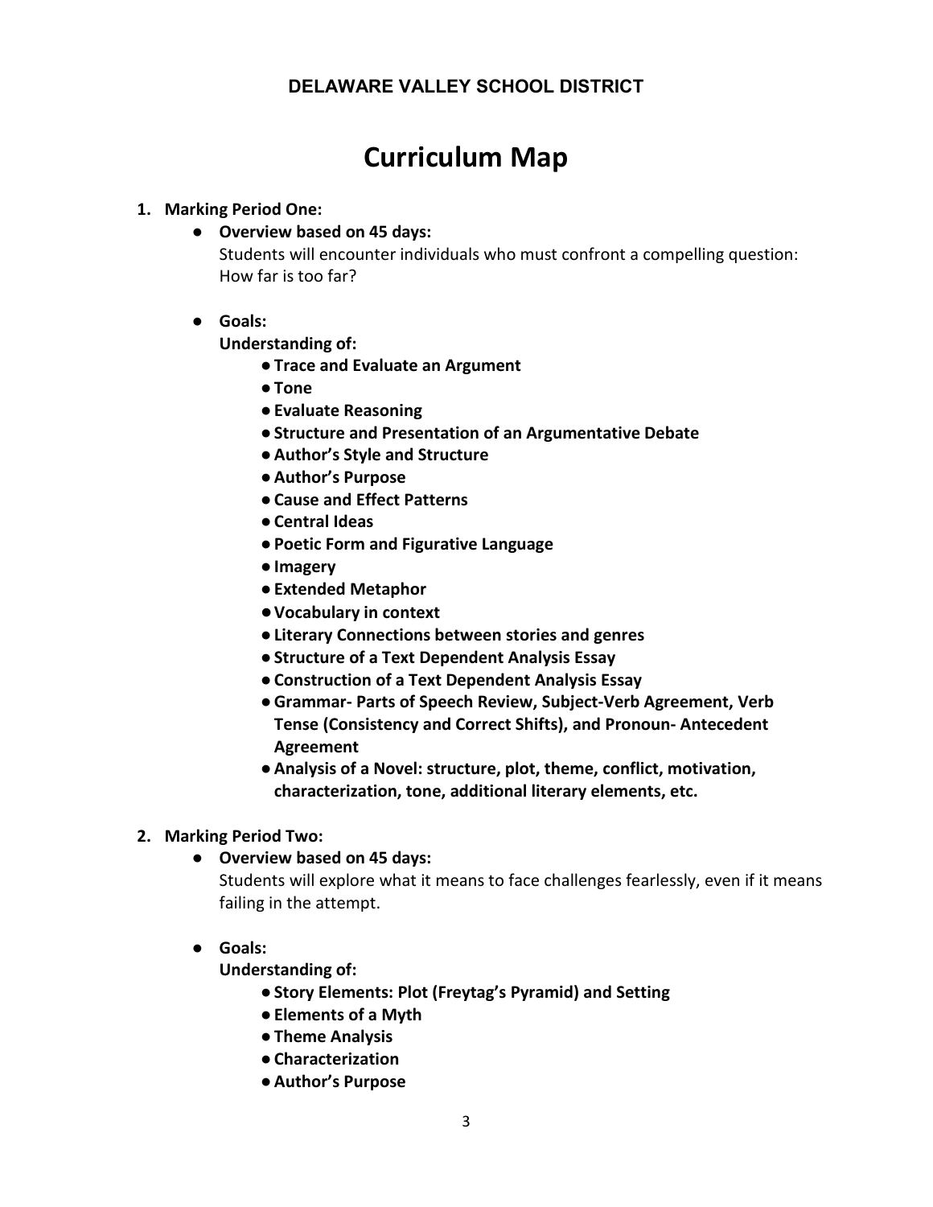**DELAWARE VALLEY SCHOOL DISTRICT**

# Curriculum Map

1. **Marking Period One:**
   - **Overview based on 45 days:**
     Students will encounter individuals who must confront a compelling question: How far is too far?

   - **Goals:**
     **Understanding of:**
     - **Trace and Evaluate an Argument**
     - **Tone**
     - **Evaluate Reasoning**
     - **Structure and Presentation of an Argumentative Debate**
     - **Author's Style and Structure**
     - **Author's Purpose**
     - **Cause and Effect Patterns**
     - **Central Ideas**
     - **Poetic Form and Figurative Language**
     - **Imagery**
     - **Extended Metaphor**
     - **Vocabulary in context**
     - **Literary Connections between stories and genres**
     - **Structure of a Text Dependent Analysis Essay**
     - **Construction of a Text Dependent Analysis Essay**
     - **Grammar- Parts of Speech Review, Subject-Verb Agreement, Verb Tense (Consistency and Correct Shifts), and Pronoun- Antecedent Agreement**
     - **Analysis of a Novel: structure, plot, theme, conflict, motivation, characterization, tone, additional literary elements, etc.**

2. **Marking Period Two:**
   - **Overview based on 45 days:**
     Students will explore what it means to face challenges fearlessly, even if it means failing in the attempt.

   - **Goals:**
     **Understanding of:**
     - **Story Elements: Plot (Freytag's Pyramid) and Setting**
     - **Elements of a Myth**
     - **Theme Analysis**
     - **Characterization**
     - **Author's Purpose**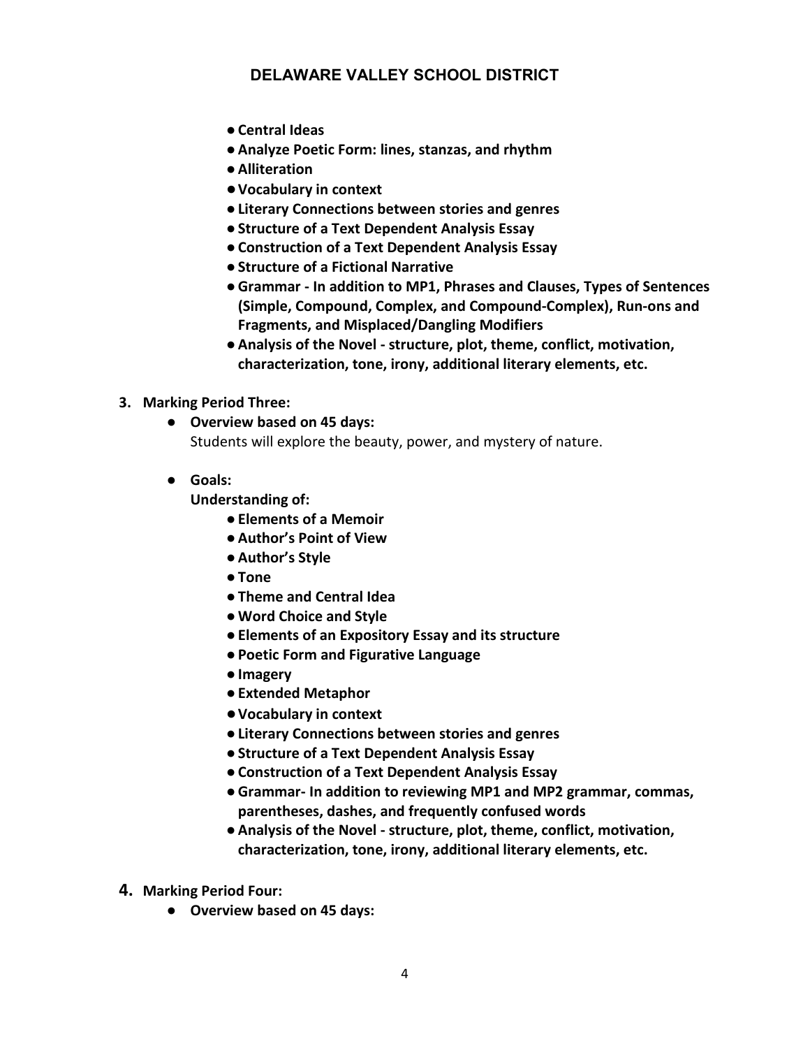- **Central Ideas**
- **Analyze Poetic Form: lines, stanzas, and rhythm**
- **Alliteration**
- **Vocabulary in context**
- **Literary Connections between stories and genres**
- **Structure of a Text Dependent Analysis Essay**
- **Construction of a Text Dependent Analysis Essay**
- **Structure of a Fictional Narrative**
- **Grammar - In addition to MP1, Phrases and Clauses, Types of Sentences (Simple, Compound, Complex, and Compound-Complex), Run-ons and Fragments, and Misplaced/Dangling Modifiers**
- **Analysis of the Novel - structure, plot, theme, conflict, motivation, characterization, tone, irony, additional literary elements, etc.**

3. **Marking Period Three:**
   - **Overview based on 45 days:**
     Students will explore the beauty, power, and mystery of nature.
   - **Goals:**
     **Understanding of:**
     - **Elements of a Memoir**
     - **Author's Point of View**
     - **Author's Style**
     - **Tone**
     - **Theme and Central Idea**
     - **Word Choice and Style**
     - **Elements of an Expository Essay and its structure**
     - **Poetic Form and Figurative Language**
     - **Imagery**
     - **Extended Metaphor**
     - **Vocabulary in context**
     - **Literary Connections between stories and genres**
     - **Structure of a Text Dependent Analysis Essay**
     - **Construction of a Text Dependent Analysis Essay**
     - **Grammar- In addition to reviewing MP1 and MP2 grammar, commas, parentheses, dashes, and frequently confused words**
     - **Analysis of the Novel - structure, plot, theme, conflict, motivation, characterization, tone, irony, additional literary elements, etc.**

4. **Marking Period Four:**
   - **Overview based on 45 days:**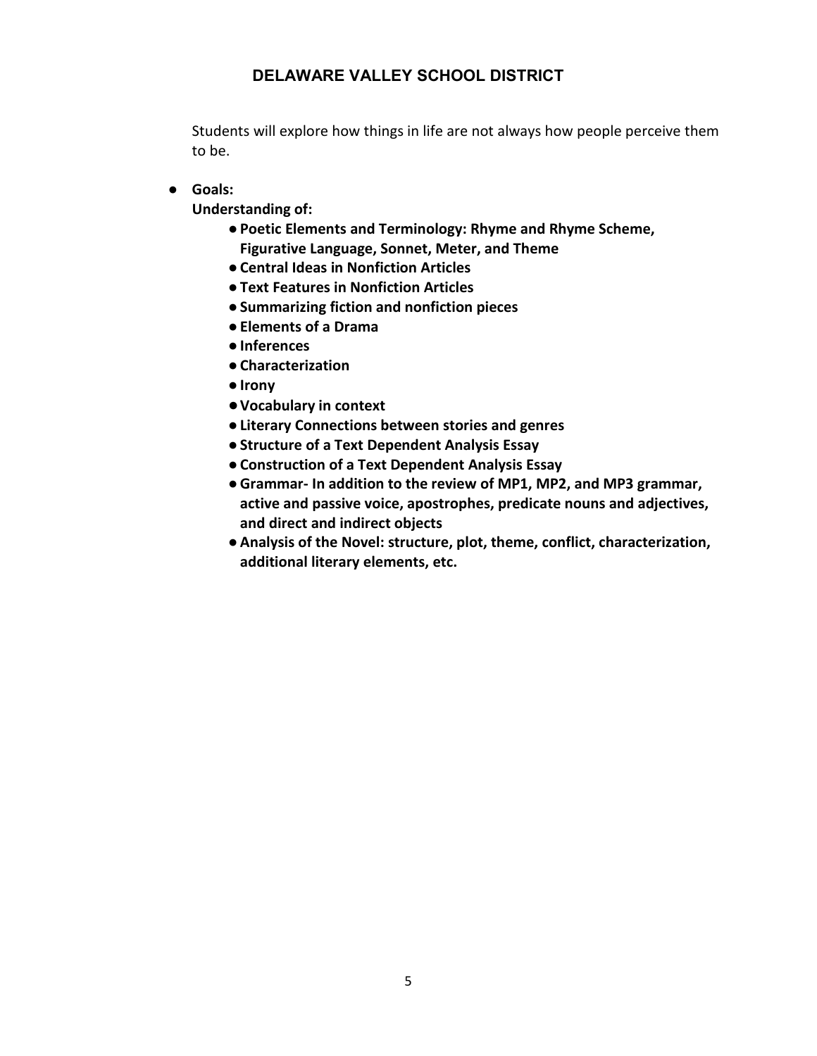Students will explore how things in life are not always how people perceive them to be.

- **Goals:**

  **Understanding of:**

  - **Poetic Elements and Terminology: Rhyme and Rhyme Scheme, Figurative Language, Sonnet, Meter, and Theme**
  - **Central Ideas in Nonfiction Articles**
  - **Text Features in Nonfiction Articles**
  - **Summarizing fiction and nonfiction pieces**
  - **Elements of a Drama**
  - **Inferences**
  - **Characterization**
  - **Irony**
  - **Vocabulary in context**
  - **Literary Connections between stories and genres**
  - **Structure of a Text Dependent Analysis Essay**
  - **Construction of a Text Dependent Analysis Essay**
  - **Grammar- In addition to the review of MP1, MP2, and MP3 grammar, active and passive voice, apostrophes, predicate nouns and adjectives, and direct and indirect objects**
  - **Analysis of the Novel: structure, plot, theme, conflict, characterization, additional literary elements, etc.**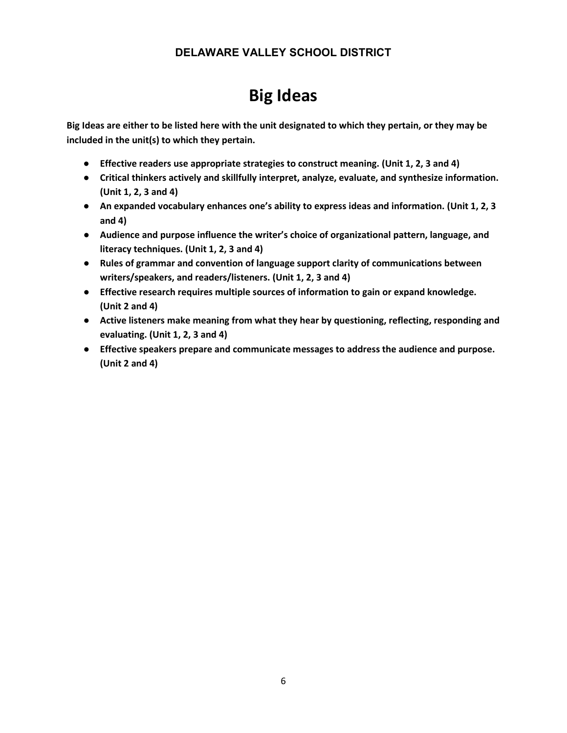**DELAWARE VALLEY SCHOOL DISTRICT**

# Big Ideas

**Big Ideas are either to be listed here with the unit designated to which they pertain, or they may be included in the unit(s) to which they pertain.**

- **Effective readers use appropriate strategies to construct meaning. (Unit 1, 2, 3 and 4)**
- **Critical thinkers actively and skillfully interpret, analyze, evaluate, and synthesize information. (Unit 1, 2, 3 and 4)**
- **An expanded vocabulary enhances one's ability to express ideas and information. (Unit 1, 2, 3 and 4)**
- **Audience and purpose influence the writer's choice of organizational pattern, language, and literacy techniques. (Unit 1, 2, 3 and 4)**
- **Rules of grammar and convention of language support clarity of communications between writers/speakers, and readers/listeners. (Unit 1, 2, 3 and 4)**
- **Effective research requires multiple sources of information to gain or expand knowledge. (Unit 2 and 4)**
- **Active listeners make meaning from what they hear by questioning, reflecting, responding and evaluating. (Unit 1, 2, 3 and 4)**
- **Effective speakers prepare and communicate messages to address the audience and purpose. (Unit 2 and 4)**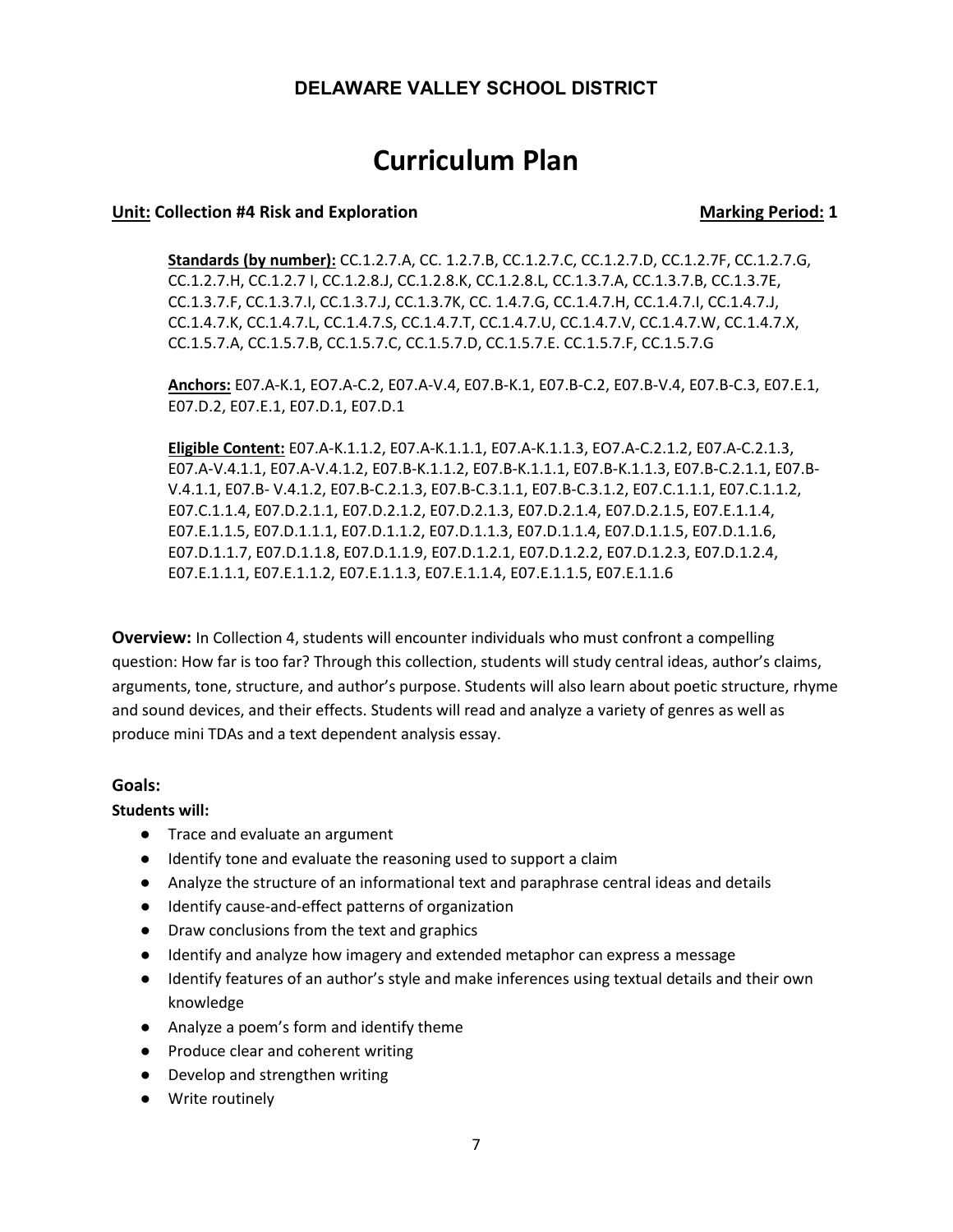**DELAWARE VALLEY SCHOOL DISTRICT**

# Curriculum Plan

**Unit: Collection #4 Risk and Exploration** **Marking Period: 1**

**Standards (by number):** CC.1.2.7.A, CC. 1.2.7.B, CC.1.2.7.C, CC.1.2.7.D, CC.1.2.7F, CC.1.2.7.G, CC.1.2.7.H, CC.1.2.7 I, CC.1.2.8.J, CC.1.2.8.K, CC.1.2.8.L, CC.1.3.7.A, CC.1.3.7.B, CC.1.3.7E, CC.1.3.7.F, CC.1.3.7.I, CC.1.3.7.J, CC.1.3.7K, CC. 1.4.7.G, CC.1.4.7.H, CC.1.4.7.I, CC.1.4.7.J, CC.1.4.7.K, CC.1.4.7.L, CC.1.4.7.S, CC.1.4.7.T, CC.1.4.7.U, CC.1.4.7.V, CC.1.4.7.W, CC.1.4.7.X, CC.1.5.7.A, CC.1.5.7.B, CC.1.5.7.C, CC.1.5.7.D, CC.1.5.7.E. CC.1.5.7.F, CC.1.5.7.G

**Anchors:** E07.A-K.1, EO7.A-C.2, E07.A-V.4, E07.B-K.1, E07.B-C.2, E07.B-V.4, E07.B-C.3, E07.E.1, E07.D.2, E07.E.1, E07.D.1, E07.D.1

**Eligible Content:** E07.A-K.1.1.2, E07.A-K.1.1.1, E07.A-K.1.1.3, EO7.A-C.2.1.2, E07.A-C.2.1.3, E07.A-V.4.1.1, E07.A-V.4.1.2, E07.B-K.1.1.2, E07.B-K.1.1.1, E07.B-K.1.1.3, E07.B-C.2.1.1, E07.B-V.4.1.1, E07.B- V.4.1.2, E07.B-C.2.1.3, E07.B-C.3.1.1, E07.B-C.3.1.2, E07.C.1.1.1, E07.C.1.1.2, E07.C.1.1.4, E07.D.2.1.1, E07.D.2.1.2, E07.D.2.1.3, E07.D.2.1.4, E07.D.2.1.5, E07.E.1.1.4, E07.E.1.1.5, E07.D.1.1.1, E07.D.1.1.2, E07.D.1.1.3, E07.D.1.1.4, E07.D.1.1.5, E07.D.1.1.6, E07.D.1.1.7, E07.D.1.1.8, E07.D.1.1.9, E07.D.1.2.1, E07.D.1.2.2, E07.D.1.2.3, E07.D.1.2.4, E07.E.1.1.1, E07.E.1.1.2, E07.E.1.1.3, E07.E.1.1.4, E07.E.1.1.5, E07.E.1.1.6

**Overview:** In Collection 4, students will encounter individuals who must confront a compelling question: How far is too far? Through this collection, students will study central ideas, author's claims, arguments, tone, structure, and author's purpose. Students will also learn about poetic structure, rhyme and sound devices, and their effects. Students will read and analyze a variety of genres as well as produce mini TDAs and a text dependent analysis essay.

### Goals:

**Students will:**

- Trace and evaluate an argument
- Identify tone and evaluate the reasoning used to support a claim
- Analyze the structure of an informational text and paraphrase central ideas and details
- Identify cause-and-effect patterns of organization
- Draw conclusions from the text and graphics
- Identify and analyze how imagery and extended metaphor can express a message
- Identify features of an author's style and make inferences using textual details and their own knowledge
- Analyze a poem's form and identify theme
- Produce clear and coherent writing
- Develop and strengthen writing
- Write routinely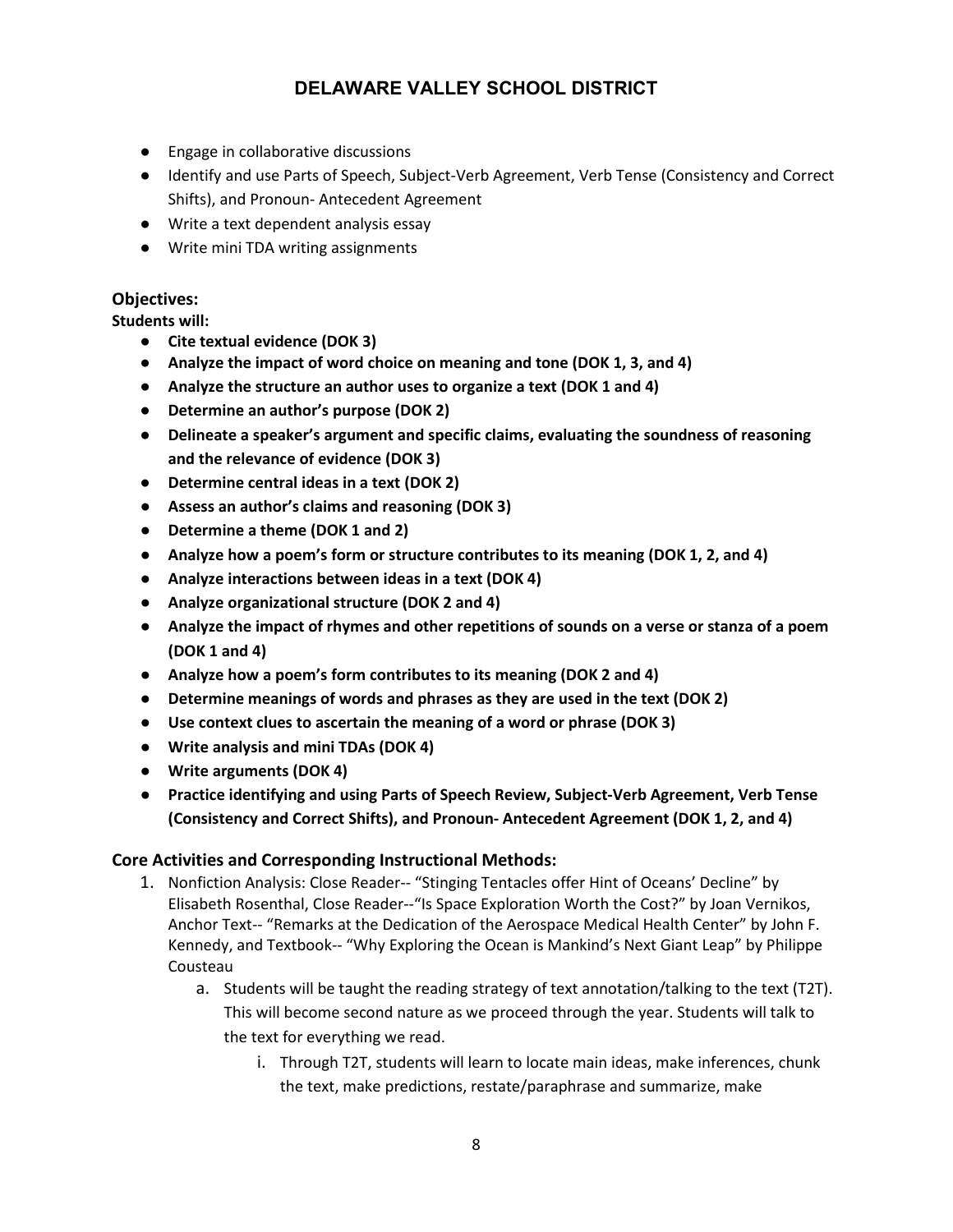- Engage in collaborative discussions
- Identify and use Parts of Speech, Subject-Verb Agreement, Verb Tense (Consistency and Correct Shifts), and Pronoun- Antecedent Agreement
- Write a text dependent analysis essay
- Write mini TDA writing assignments

### Objectives:

**Students will:**

- **Cite textual evidence (DOK 3)**
- **Analyze the impact of word choice on meaning and tone (DOK 1, 3, and 4)**
- **Analyze the structure an author uses to organize a text (DOK 1 and 4)**
- **Determine an author's purpose (DOK 2)**
- **Delineate a speaker's argument and specific claims, evaluating the soundness of reasoning and the relevance of evidence (DOK 3)**
- **Determine central ideas in a text (DOK 2)**
- **Assess an author's claims and reasoning (DOK 3)**
- **Determine a theme (DOK 1 and 2)**
- **Analyze how a poem's form or structure contributes to its meaning (DOK 1, 2, and 4)**
- **Analyze interactions between ideas in a text (DOK 4)**
- **Analyze organizational structure (DOK 2 and 4)**
- **Analyze the impact of rhymes and other repetitions of sounds on a verse or stanza of a poem (DOK 1 and 4)**
- **Analyze how a poem's form contributes to its meaning (DOK 2 and 4)**
- **Determine meanings of words and phrases as they are used in the text (DOK 2)**
- **Use context clues to ascertain the meaning of a word or phrase (DOK 3)**
- **Write analysis and mini TDAs (DOK 4)**
- **Write arguments (DOK 4)**
- **Practice identifying and using Parts of Speech Review, Subject-Verb Agreement, Verb Tense (Consistency and Correct Shifts), and Pronoun- Antecedent Agreement (DOK 1, 2, and 4)**

### Core Activities and Corresponding Instructional Methods:

1. Nonfiction Analysis: Close Reader-- "Stinging Tentacles offer Hint of Oceans' Decline" by Elisabeth Rosenthal, Close Reader--"Is Space Exploration Worth the Cost?" by Joan Vernikos, Anchor Text-- "Remarks at the Dedication of the Aerospace Medical Health Center" by John F. Kennedy, and Textbook-- "Why Exploring the Ocean is Mankind's Next Giant Leap" by Philippe Cousteau
   a. Students will be taught the reading strategy of text annotation/talking to the text (T2T). This will become second nature as we proceed through the year. Students will talk to the text for everything we read.
      i. Through T2T, students will learn to locate main ideas, make inferences, chunk the text, make predictions, restate/paraphrase and summarize, make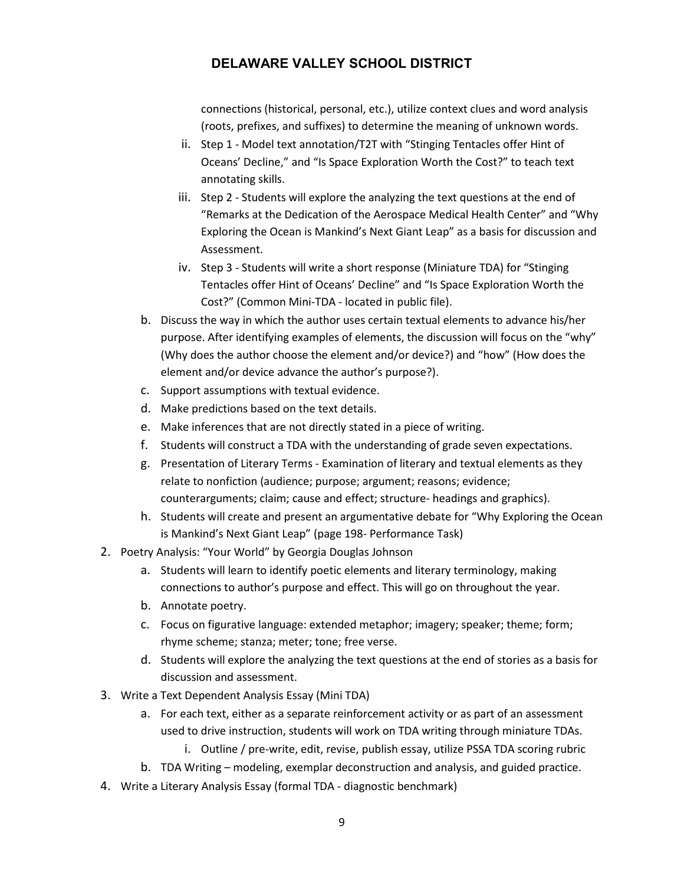connections (historical, personal, etc.), utilize context clues and word analysis (roots, prefixes, and suffixes) to determine the meaning of unknown words.

   ii. Step 1 - Model text annotation/T2T with "Stinging Tentacles offer Hint of Oceans' Decline," and "Is Space Exploration Worth the Cost?" to teach text annotating skills.

   iii. Step 2 - Students will explore the analyzing the text questions at the end of "Remarks at the Dedication of the Aerospace Medical Health Center" and "Why Exploring the Ocean is Mankind's Next Giant Leap" as a basis for discussion and Assessment.

   iv. Step 3 - Students will write a short response (Miniature TDA) for "Stinging Tentacles offer Hint of Oceans' Decline" and "Is Space Exploration Worth the Cost?" (Common Mini-TDA - located in public file).

b. Discuss the way in which the author uses certain textual elements to advance his/her purpose. After identifying examples of elements, the discussion will focus on the "why" (Why does the author choose the element and/or device?) and "how" (How does the element and/or device advance the author's purpose?).

c. Support assumptions with textual evidence.

d. Make predictions based on the text details.

e. Make inferences that are not directly stated in a piece of writing.

f. Students will construct a TDA with the understanding of grade seven expectations.

g. Presentation of Literary Terms - Examination of literary and textual elements as they relate to nonfiction (audience; purpose; argument; reasons; evidence; counterarguments; claim; cause and effect; structure- headings and graphics).

h. Students will create and present an argumentative debate for "Why Exploring the Ocean is Mankind's Next Giant Leap" (page 198- Performance Task)

2. Poetry Analysis: "Your World" by Georgia Douglas Johnson
   a. Students will learn to identify poetic elements and literary terminology, making connections to author's purpose and effect. This will go on throughout the year.
   b. Annotate poetry.
   c. Focus on figurative language: extended metaphor; imagery; speaker; theme; form; rhyme scheme; stanza; meter; tone; free verse.
   d. Students will explore the analyzing the text questions at the end of stories as a basis for discussion and assessment.

3. Write a Text Dependent Analysis Essay (Mini TDA)
   a. For each text, either as a separate reinforcement activity or as part of an assessment used to drive instruction, students will work on TDA writing through miniature TDAs.
      i. Outline / pre-write, edit, revise, publish essay, utilize PSSA TDA scoring rubric
   b. TDA Writing – modeling, exemplar deconstruction and analysis, and guided practice.

4. Write a Literary Analysis Essay (formal TDA - diagnostic benchmark)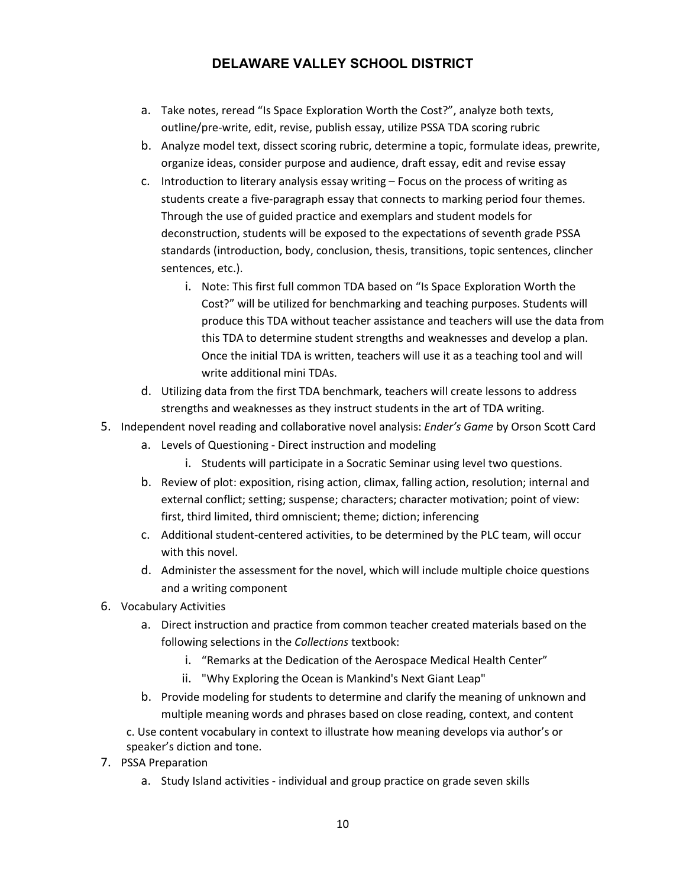a. Take notes, reread "Is Space Exploration Worth the Cost?", analyze both texts, outline/pre-write, edit, revise, publish essay, utilize PSSA TDA scoring rubric
b. Analyze model text, dissect scoring rubric, determine a topic, formulate ideas, prewrite, organize ideas, consider purpose and audience, draft essay, edit and revise essay
c. Introduction to literary analysis essay writing – Focus on the process of writing as students create a five-paragraph essay that connects to marking period four themes. Through the use of guided practice and exemplars and student models for deconstruction, students will be exposed to the expectations of seventh grade PSSA standards (introduction, body, conclusion, thesis, transitions, topic sentences, clincher sentences, etc.).
    i. Note: This first full common TDA based on "Is Space Exploration Worth the Cost?" will be utilized for benchmarking and teaching purposes. Students will produce this TDA without teacher assistance and teachers will use the data from this TDA to determine student strengths and weaknesses and develop a plan. Once the initial TDA is written, teachers will use it as a teaching tool and will write additional mini TDAs.
d. Utilizing data from the first TDA benchmark, teachers will create lessons to address strengths and weaknesses as they instruct students in the art of TDA writing.

5. Independent novel reading and collaborative novel analysis: *Ender's Game* by Orson Scott Card
    a. Levels of Questioning - Direct instruction and modeling
        i. Students will participate in a Socratic Seminar using level two questions.
    b. Review of plot: exposition, rising action, climax, falling action, resolution; internal and external conflict; setting; suspense; characters; character motivation; point of view: first, third limited, third omniscient; theme; diction; inferencing
    c. Additional student-centered activities, to be determined by the PLC team, will occur with this novel.
    d. Administer the assessment for the novel, which will include multiple choice questions and a writing component
6. Vocabulary Activities
    a. Direct instruction and practice from common teacher created materials based on the following selections in the *Collections* textbook:
        i. "Remarks at the Dedication of the Aerospace Medical Health Center"
        ii. "Why Exploring the Ocean is Mankind's Next Giant Leap"
    b. Provide modeling for students to determine and clarify the meaning of unknown and multiple meaning words and phrases based on close reading, context, and content
    c. Use content vocabulary in context to illustrate how meaning develops via author's or speaker's diction and tone.
7. PSSA Preparation
    a. Study Island activities - individual and group practice on grade seven skills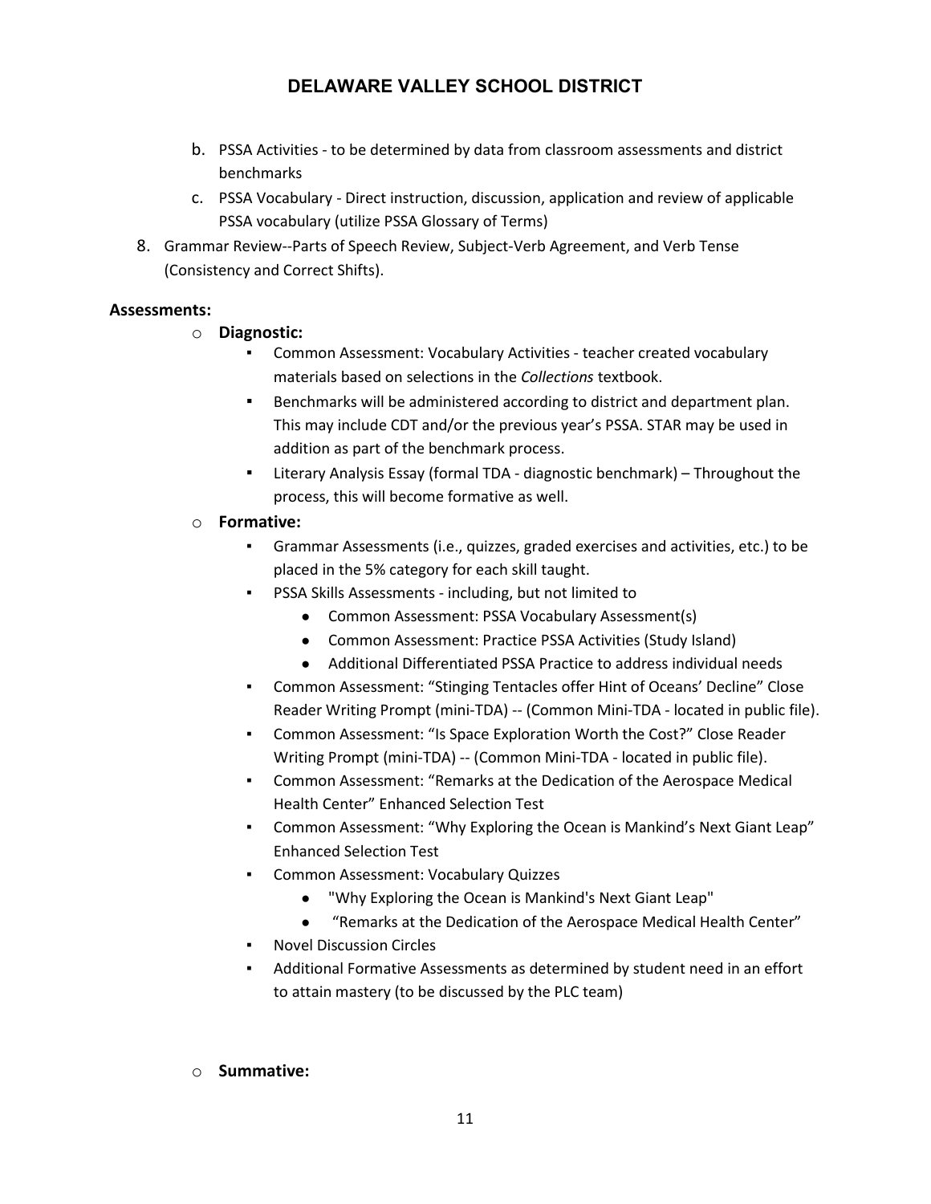b. PSSA Activities - to be determined by data from classroom assessments and district benchmarks
c. PSSA Vocabulary - Direct instruction, discussion, application and review of applicable PSSA vocabulary (utilize PSSA Glossary of Terms)

8. Grammar Review--Parts of Speech Review, Subject-Verb Agreement, and Verb Tense (Consistency and Correct Shifts).

**Assessments:**

- **Diagnostic:**
  - Common Assessment: Vocabulary Activities - teacher created vocabulary materials based on selections in the *Collections* textbook.
  - Benchmarks will be administered according to district and department plan. This may include CDT and/or the previous year's PSSA. STAR may be used in addition as part of the benchmark process.
  - Literary Analysis Essay (formal TDA - diagnostic benchmark) – Throughout the process, this will become formative as well.
- **Formative:**
  - Grammar Assessments (i.e., quizzes, graded exercises and activities, etc.) to be placed in the 5% category for each skill taught.
  - PSSA Skills Assessments - including, but not limited to
    - Common Assessment: PSSA Vocabulary Assessment(s)
    - Common Assessment: Practice PSSA Activities (Study Island)
    - Additional Differentiated PSSA Practice to address individual needs
  - Common Assessment: "Stinging Tentacles offer Hint of Oceans' Decline" Close Reader Writing Prompt (mini-TDA) -- (Common Mini-TDA - located in public file).
  - Common Assessment: "Is Space Exploration Worth the Cost?" Close Reader Writing Prompt (mini-TDA) -- (Common Mini-TDA - located in public file).
  - Common Assessment: "Remarks at the Dedication of the Aerospace Medical Health Center" Enhanced Selection Test
  - Common Assessment: "Why Exploring the Ocean is Mankind's Next Giant Leap" Enhanced Selection Test
  - Common Assessment: Vocabulary Quizzes
    - "Why Exploring the Ocean is Mankind's Next Giant Leap"
    - "Remarks at the Dedication of the Aerospace Medical Health Center"
  - Novel Discussion Circles
  - Additional Formative Assessments as determined by student need in an effort to attain mastery (to be discussed by the PLC team)
- **Summative:**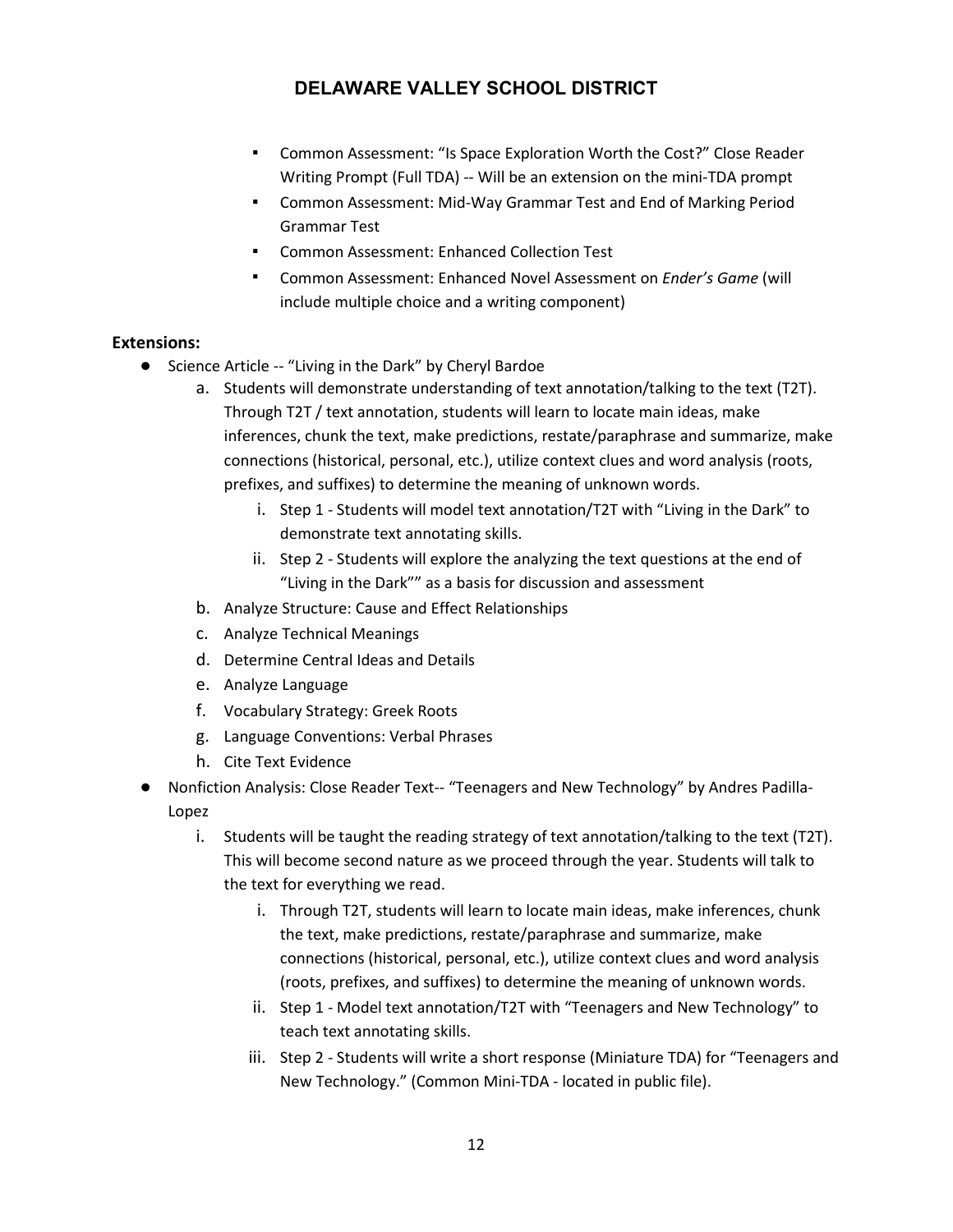- Common Assessment: "Is Space Exploration Worth the Cost?" Close Reader Writing Prompt (Full TDA) -- Will be an extension on the mini-TDA prompt
- Common Assessment: Mid-Way Grammar Test and End of Marking Period Grammar Test
- Common Assessment: Enhanced Collection Test
- Common Assessment: Enhanced Novel Assessment on *Ender's Game* (will include multiple choice and a writing component)

**Extensions:**

- Science Article -- "Living in the Dark" by Cheryl Bardoe
  a. Students will demonstrate understanding of text annotation/talking to the text (T2T). Through T2T / text annotation, students will learn to locate main ideas, make inferences, chunk the text, make predictions, restate/paraphrase and summarize, make connections (historical, personal, etc.), utilize context clues and word analysis (roots, prefixes, and suffixes) to determine the meaning of unknown words.
     i. Step 1 - Students will model text annotation/T2T with "Living in the Dark" to demonstrate text annotating skills.
     ii. Step 2 - Students will explore the analyzing the text questions at the end of "Living in the Dark"" as a basis for discussion and assessment
  b. Analyze Structure: Cause and Effect Relationships
  c. Analyze Technical Meanings
  d. Determine Central Ideas and Details
  e. Analyze Language
  f. Vocabulary Strategy: Greek Roots
  g. Language Conventions: Verbal Phrases
  h. Cite Text Evidence
- Nonfiction Analysis: Close Reader Text-- "Teenagers and New Technology" by Andres Padilla-Lopez
  i. Students will be taught the reading strategy of text annotation/talking to the text (T2T). This will become second nature as we proceed through the year. Students will talk to the text for everything we read.
     i. Through T2T, students will learn to locate main ideas, make inferences, chunk the text, make predictions, restate/paraphrase and summarize, make connections (historical, personal, etc.), utilize context clues and word analysis (roots, prefixes, and suffixes) to determine the meaning of unknown words.
     ii. Step 1 - Model text annotation/T2T with "Teenagers and New Technology" to teach text annotating skills.
     iii. Step 2 - Students will write a short response (Miniature TDA) for "Teenagers and New Technology." (Common Mini-TDA - located in public file).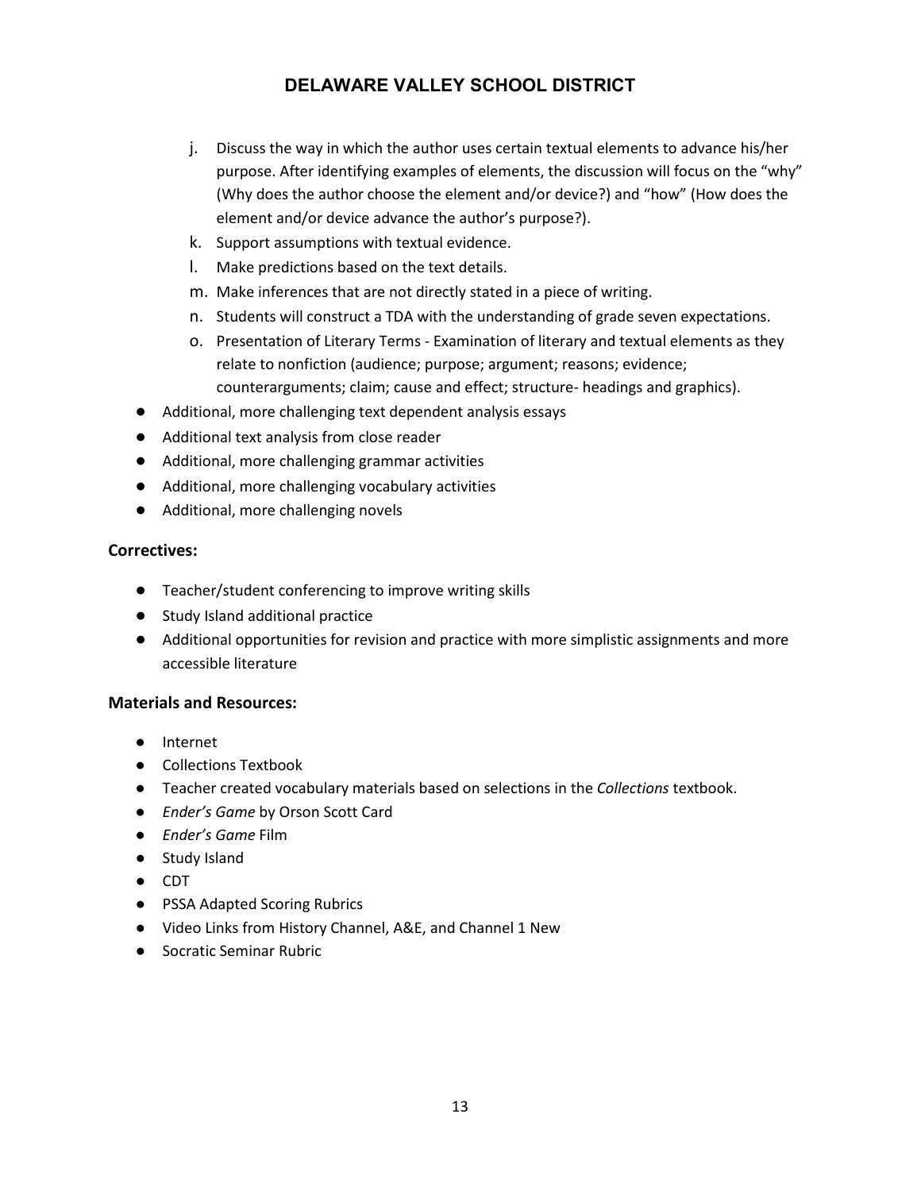j. Discuss the way in which the author uses certain textual elements to advance his/her purpose. After identifying examples of elements, the discussion will focus on the "why" (Why does the author choose the element and/or device?) and "how" (How does the element and/or device advance the author's purpose?).
k. Support assumptions with textual evidence.
l. Make predictions based on the text details.
m. Make inferences that are not directly stated in a piece of writing.
n. Students will construct a TDA with the understanding of grade seven expectations.
o. Presentation of Literary Terms - Examination of literary and textual elements as they relate to nonfiction (audience; purpose; argument; reasons; evidence; counterarguments; claim; cause and effect; structure- headings and graphics).

- Additional, more challenging text dependent analysis essays
- Additional text analysis from close reader
- Additional, more challenging grammar activities
- Additional, more challenging vocabulary activities
- Additional, more challenging novels

**Correctives:**

- Teacher/student conferencing to improve writing skills
- Study Island additional practice
- Additional opportunities for revision and practice with more simplistic assignments and more accessible literature

**Materials and Resources:**

- Internet
- Collections Textbook
- Teacher created vocabulary materials based on selections in the *Collections* textbook.
- *Ender's Game* by Orson Scott Card
- *Ender's Game* Film
- Study Island
- CDT
- PSSA Adapted Scoring Rubrics
- Video Links from History Channel, A&E, and Channel 1 New
- Socratic Seminar Rubric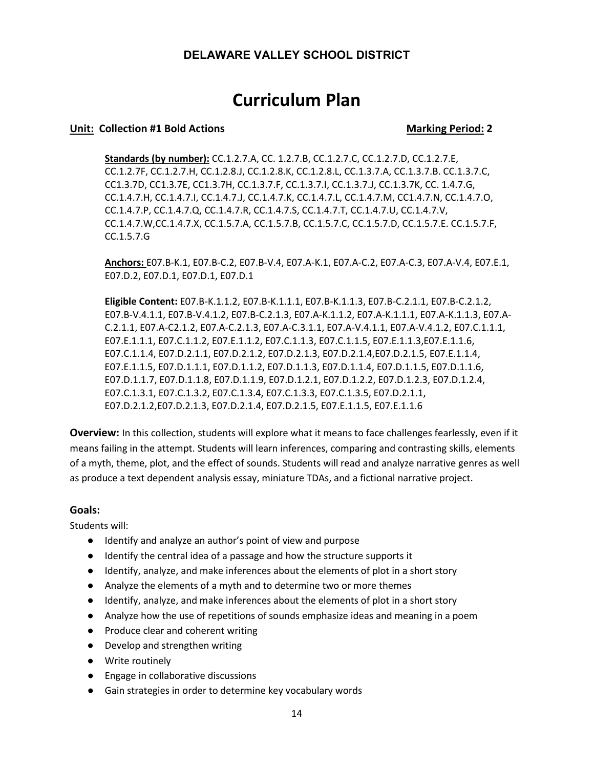**DELAWARE VALLEY SCHOOL DISTRICT**

# Curriculum Plan

**Unit: Collection #1 Bold Actions** **Marking Period: 2**

**Standards (by number):** CC.1.2.7.A, CC. 1.2.7.B, CC.1.2.7.C, CC.1.2.7.D, CC.1.2.7.E, CC.1.2.7F, CC.1.2.7.H, CC.1.2.8.J, CC.1.2.8.K, CC.1.2.8.L, CC.1.3.7.A, CC.1.3.7.B. CC.1.3.7.C, CC1.3.7D, CC1.3.7E, CC1.3.7H, CC.1.3.7.F, CC.1.3.7.I, CC.1.3.7.J, CC.1.3.7K, CC. 1.4.7.G, CC.1.4.7.H, CC.1.4.7.I, CC.1.4.7.J, CC.1.4.7.K, CC.1.4.7.L, CC.1.4.7.M, CC1.4.7.N, CC.1.4.7.O, CC.1.4.7.P, CC.1.4.7.Q, CC.1.4.7.R, CC.1.4.7.S, CC.1.4.7.T, CC.1.4.7.U, CC.1.4.7.V, CC.1.4.7.W,CC.1.4.7.X, CC.1.5.7.A, CC.1.5.7.B, CC.1.5.7.C, CC.1.5.7.D, CC.1.5.7.E. CC.1.5.7.F, CC.1.5.7.G

**Anchors:** E07.B-K.1, E07.B-C.2, E07.B-V.4, E07.A-K.1, E07.A-C.2, E07.A-C.3, E07.A-V.4, E07.E.1, E07.D.2, E07.D.1, E07.D.1, E07.D.1

**Eligible Content:** E07.B-K.1.1.2, E07.B-K.1.1.1, E07.B-K.1.1.3, E07.B-C.2.1.1, E07.B-C.2.1.2, E07.B-V.4.1.1, E07.B-V.4.1.2, E07.B-C.2.1.3, E07.A-K.1.1.2, E07.A-K.1.1.1, E07.A-K.1.1.3, E07.A-C.2.1.1, E07.A-C2.1.2, E07.A-C.2.1.3, E07.A-C.3.1.1, E07.A-V.4.1.1, E07.A-V.4.1.2, E07.C.1.1.1, E07.E.1.1.1, E07.C.1.1.2, E07.E.1.1.2, E07.C.1.1.3, E07.C.1.1.5, E07.E.1.1.3,E07.E.1.1.6, E07.C.1.1.4, E07.D.2.1.1, E07.D.2.1.2, E07.D.2.1.3, E07.D.2.1.4,E07.D.2.1.5, E07.E.1.1.4, E07.E.1.1.5, E07.D.1.1.1, E07.D.1.1.2, E07.D.1.1.3, E07.D.1.1.4, E07.D.1.1.5, E07.D.1.1.6, E07.D.1.1.7, E07.D.1.1.8, E07.D.1.1.9, E07.D.1.2.1, E07.D.1.2.2, E07.D.1.2.3, E07.D.1.2.4, E07.C.1.3.1, E07.C.1.3.2, E07.C.1.3.4, E07.C.1.3.3, E07.C.1.3.5, E07.D.2.1.1, E07.D.2.1.2,E07.D.2.1.3, E07.D.2.1.4, E07.D.2.1.5, E07.E.1.1.5, E07.E.1.1.6

**Overview:** In this collection, students will explore what it means to face challenges fearlessly, even if it means failing in the attempt. Students will learn inferences, comparing and contrasting skills, elements of a myth, theme, plot, and the effect of sounds. Students will read and analyze narrative genres as well as produce a text dependent analysis essay, miniature TDAs, and a fictional narrative project.

### Goals:

Students will:

- Identify and analyze an author's point of view and purpose
- Identify the central idea of a passage and how the structure supports it
- Identify, analyze, and make inferences about the elements of plot in a short story
- Analyze the elements of a myth and to determine two or more themes
- Identify, analyze, and make inferences about the elements of plot in a short story
- Analyze how the use of repetitions of sounds emphasize ideas and meaning in a poem
- Produce clear and coherent writing
- Develop and strengthen writing
- Write routinely
- Engage in collaborative discussions
- Gain strategies in order to determine key vocabulary words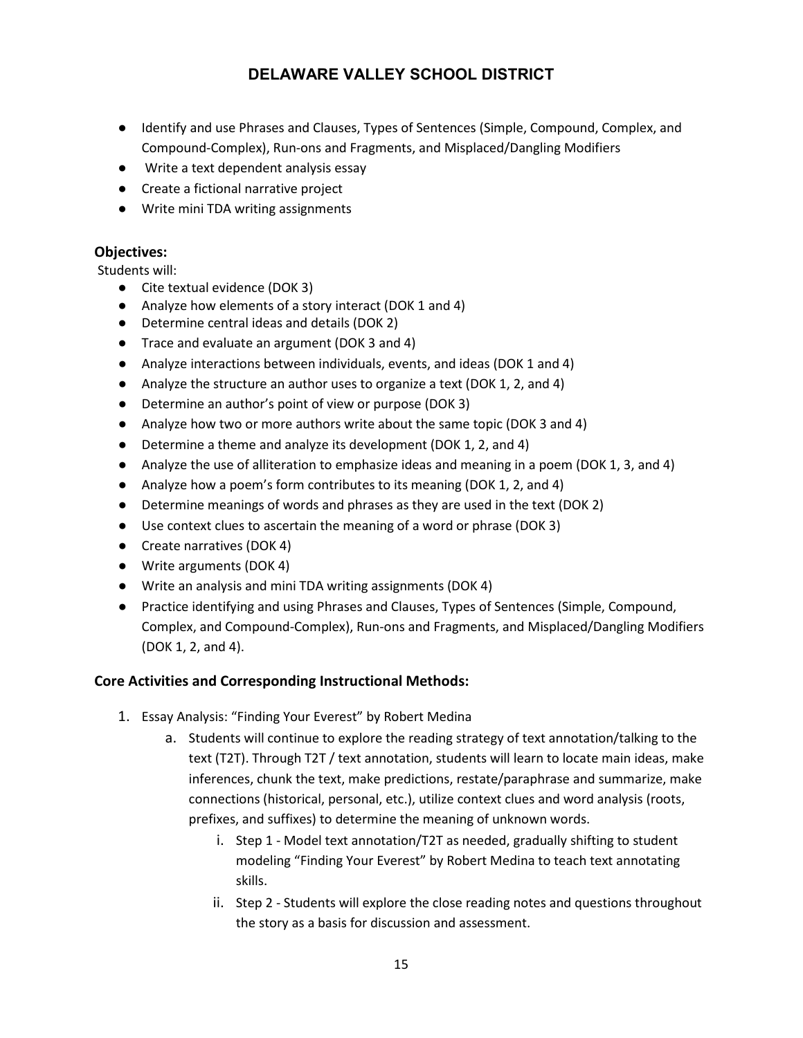- Identify and use Phrases and Clauses, Types of Sentences (Simple, Compound, Complex, and Compound-Complex), Run-ons and Fragments, and Misplaced/Dangling Modifiers
- Write a text dependent analysis essay
- Create a fictional narrative project
- Write mini TDA writing assignments

### Objectives:

Students will:

- Cite textual evidence (DOK 3)
- Analyze how elements of a story interact (DOK 1 and 4)
- Determine central ideas and details (DOK 2)
- Trace and evaluate an argument (DOK 3 and 4)
- Analyze interactions between individuals, events, and ideas (DOK 1 and 4)
- Analyze the structure an author uses to organize a text (DOK 1, 2, and 4)
- Determine an author's point of view or purpose (DOK 3)
- Analyze how two or more authors write about the same topic (DOK 3 and 4)
- Determine a theme and analyze its development (DOK 1, 2, and 4)
- Analyze the use of alliteration to emphasize ideas and meaning in a poem (DOK 1, 3, and 4)
- Analyze how a poem's form contributes to its meaning (DOK 1, 2, and 4)
- Determine meanings of words and phrases as they are used in the text (DOK 2)
- Use context clues to ascertain the meaning of a word or phrase (DOK 3)
- Create narratives (DOK 4)
- Write arguments (DOK 4)
- Write an analysis and mini TDA writing assignments (DOK 4)
- Practice identifying and using Phrases and Clauses, Types of Sentences (Simple, Compound, Complex, and Compound-Complex), Run-ons and Fragments, and Misplaced/Dangling Modifiers (DOK 1, 2, and 4).

### Core Activities and Corresponding Instructional Methods:

1. Essay Analysis: "Finding Your Everest" by Robert Medina
   a. Students will continue to explore the reading strategy of text annotation/talking to the text (T2T). Through T2T / text annotation, students will learn to locate main ideas, make inferences, chunk the text, make predictions, restate/paraphrase and summarize, make connections (historical, personal, etc.), utilize context clues and word analysis (roots, prefixes, and suffixes) to determine the meaning of unknown words.
      i. Step 1 - Model text annotation/T2T as needed, gradually shifting to student modeling "Finding Your Everest" by Robert Medina to teach text annotating skills.
      ii. Step 2 - Students will explore the close reading notes and questions throughout the story as a basis for discussion and assessment.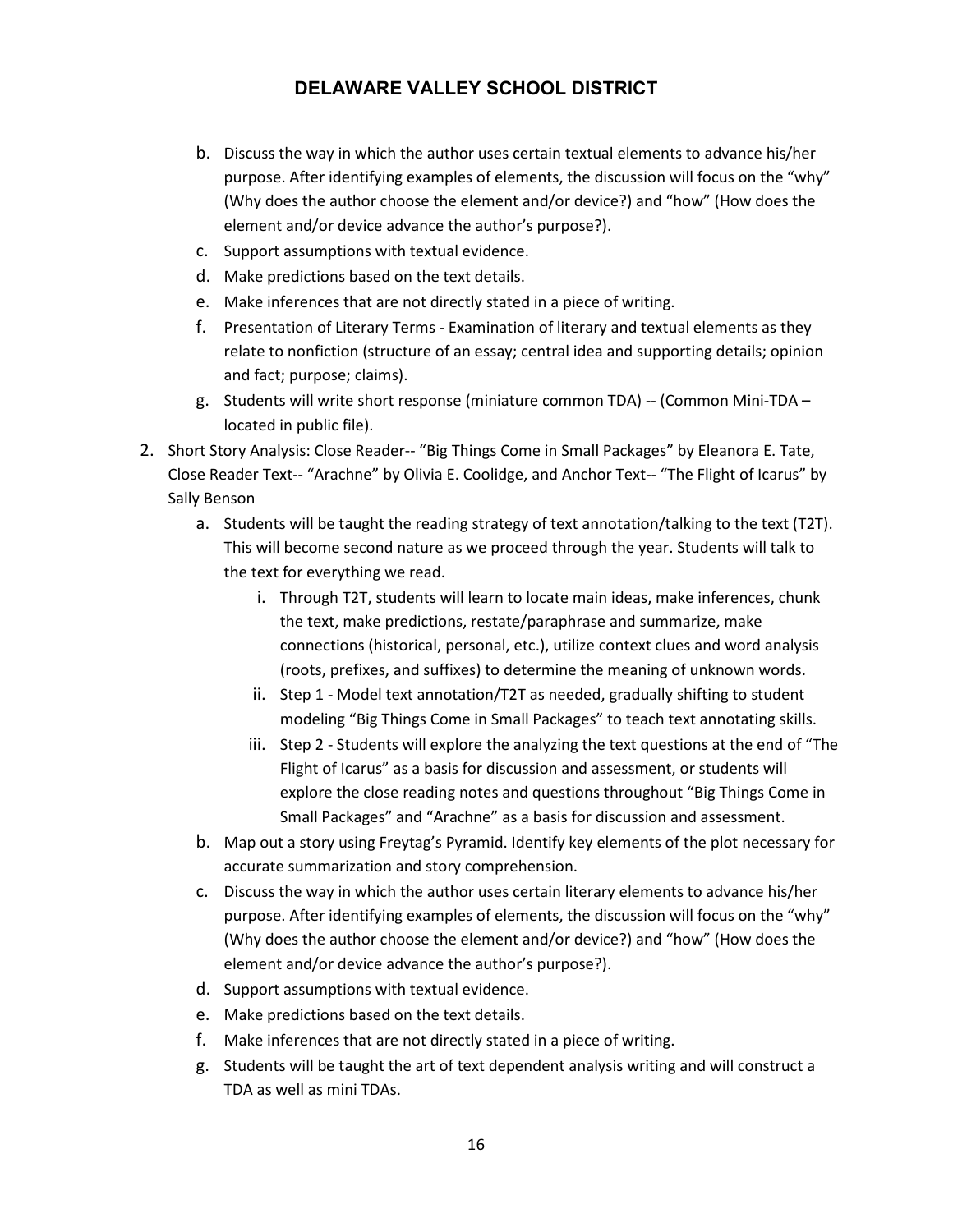b. Discuss the way in which the author uses certain textual elements to advance his/her purpose. After identifying examples of elements, the discussion will focus on the "why" (Why does the author choose the element and/or device?) and "how" (How does the element and/or device advance the author's purpose?).
   c. Support assumptions with textual evidence.
   d. Make predictions based on the text details.
   e. Make inferences that are not directly stated in a piece of writing.
   f. Presentation of Literary Terms - Examination of literary and textual elements as they relate to nonfiction (structure of an essay; central idea and supporting details; opinion and fact; purpose; claims).
   g. Students will write short response (miniature common TDA) -- (Common Mini-TDA – located in public file).

2. Short Story Analysis: Close Reader-- "Big Things Come in Small Packages" by Eleanora E. Tate, Close Reader Text-- "Arachne" by Olivia E. Coolidge, and Anchor Text-- "The Flight of Icarus" by Sally Benson
   a. Students will be taught the reading strategy of text annotation/talking to the text (T2T). This will become second nature as we proceed through the year. Students will talk to the text for everything we read.
      i. Through T2T, students will learn to locate main ideas, make inferences, chunk the text, make predictions, restate/paraphrase and summarize, make connections (historical, personal, etc.), utilize context clues and word analysis (roots, prefixes, and suffixes) to determine the meaning of unknown words.
      ii. Step 1 - Model text annotation/T2T as needed, gradually shifting to student modeling "Big Things Come in Small Packages" to teach text annotating skills.
      iii. Step 2 - Students will explore the analyzing the text questions at the end of "The Flight of Icarus" as a basis for discussion and assessment, or students will explore the close reading notes and questions throughout "Big Things Come in Small Packages" and "Arachne" as a basis for discussion and assessment.
   b. Map out a story using Freytag's Pyramid. Identify key elements of the plot necessary for accurate summarization and story comprehension.
   c. Discuss the way in which the author uses certain literary elements to advance his/her purpose. After identifying examples of elements, the discussion will focus on the "why" (Why does the author choose the element and/or device?) and "how" (How does the element and/or device advance the author's purpose?).
   d. Support assumptions with textual evidence.
   e. Make predictions based on the text details.
   f. Make inferences that are not directly stated in a piece of writing.
   g. Students will be taught the art of text dependent analysis writing and will construct a TDA as well as mini TDAs.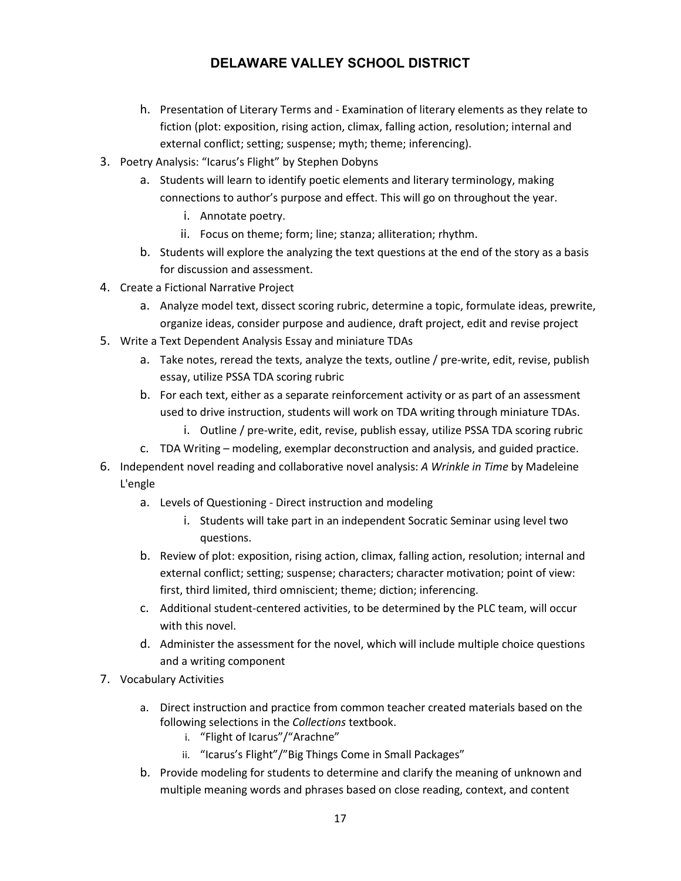h. Presentation of Literary Terms and - Examination of literary elements as they relate to fiction (plot: exposition, rising action, climax, falling action, resolution; internal and external conflict; setting; suspense; myth; theme; inferencing).

3. Poetry Analysis: "Icarus's Flight" by Stephen Dobyns
    a. Students will learn to identify poetic elements and literary terminology, making connections to author's purpose and effect. This will go on throughout the year.
        i. Annotate poetry.
        ii. Focus on theme; form; line; stanza; alliteration; rhythm.
    b. Students will explore the analyzing the text questions at the end of the story as a basis for discussion and assessment.
4. Create a Fictional Narrative Project
    a. Analyze model text, dissect scoring rubric, determine a topic, formulate ideas, prewrite, organize ideas, consider purpose and audience, draft project, edit and revise project
5. Write a Text Dependent Analysis Essay and miniature TDAs
    a. Take notes, reread the texts, analyze the texts, outline / pre-write, edit, revise, publish essay, utilize PSSA TDA scoring rubric
    b. For each text, either as a separate reinforcement activity or as part of an assessment used to drive instruction, students will work on TDA writing through miniature TDAs.
        i. Outline / pre-write, edit, revise, publish essay, utilize PSSA TDA scoring rubric
    c. TDA Writing – modeling, exemplar deconstruction and analysis, and guided practice.
6. Independent novel reading and collaborative novel analysis: *A Wrinkle in Time* by Madeleine L'engle
    a. Levels of Questioning - Direct instruction and modeling
        i. Students will take part in an independent Socratic Seminar using level two questions.
    b. Review of plot: exposition, rising action, climax, falling action, resolution; internal and external conflict; setting; suspense; characters; character motivation; point of view: first, third limited, third omniscient; theme; diction; inferencing.
    c. Additional student-centered activities, to be determined by the PLC team, will occur with this novel.
    d. Administer the assessment for the novel, which will include multiple choice questions and a writing component
7. Vocabulary Activities
    a. Direct instruction and practice from common teacher created materials based on the following selections in the *Collections* textbook.
        i. "Flight of Icarus"/"Arachne"
        ii. "Icarus's Flight"/"Big Things Come in Small Packages"
    b. Provide modeling for students to determine and clarify the meaning of unknown and multiple meaning words and phrases based on close reading, context, and content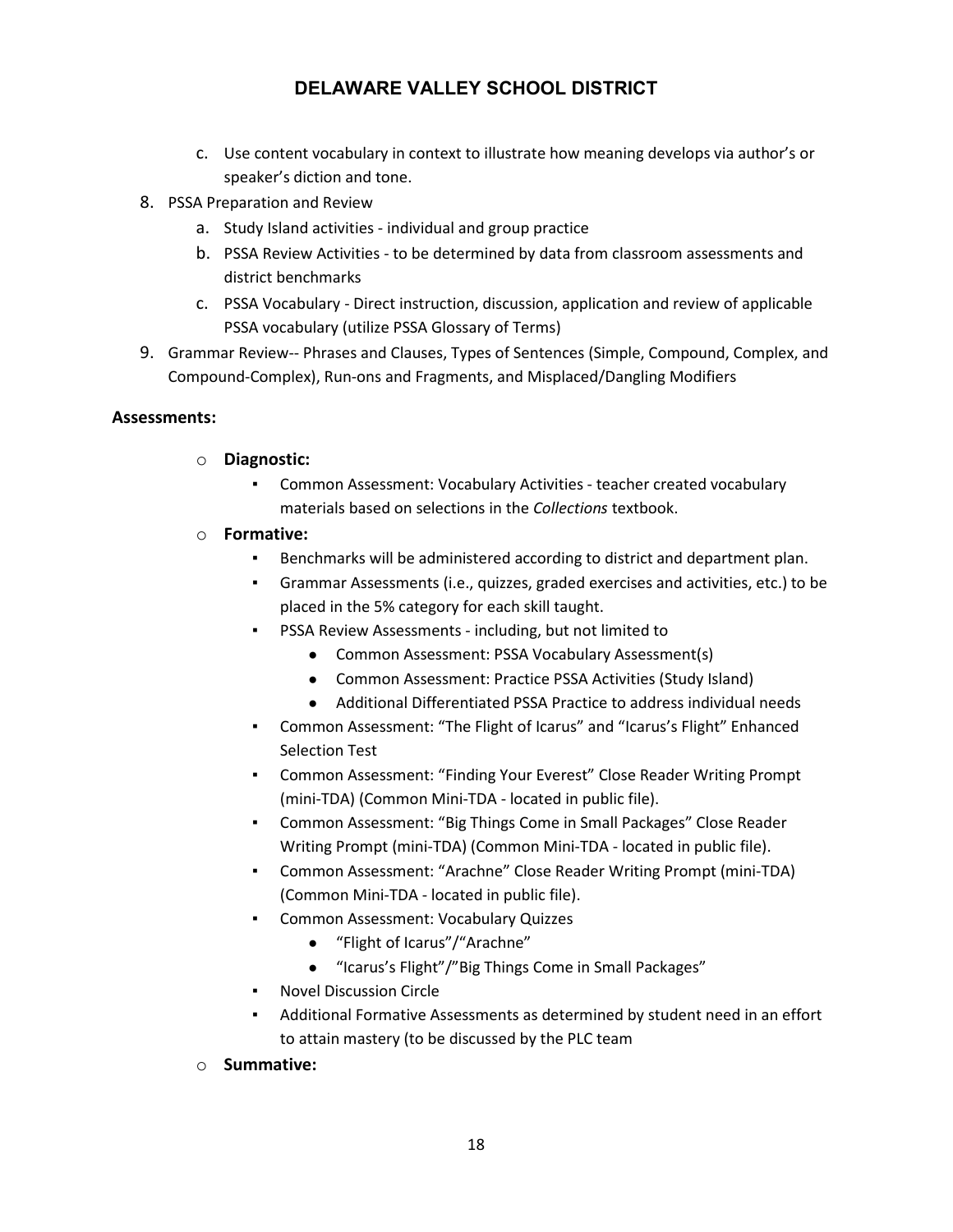c. Use content vocabulary in context to illustrate how meaning develops via author's or speaker's diction and tone.

8. PSSA Preparation and Review
   a. Study Island activities - individual and group practice
   b. PSSA Review Activities - to be determined by data from classroom assessments and district benchmarks
   c. PSSA Vocabulary - Direct instruction, discussion, application and review of applicable PSSA vocabulary (utilize PSSA Glossary of Terms)
9. Grammar Review-- Phrases and Clauses, Types of Sentences (Simple, Compound, Complex, and Compound-Complex), Run-ons and Fragments, and Misplaced/Dangling Modifiers

**Assessments:**

- **Diagnostic:**
  - Common Assessment: Vocabulary Activities - teacher created vocabulary materials based on selections in the *Collections* textbook.
- **Formative:**
  - Benchmarks will be administered according to district and department plan.
  - Grammar Assessments (i.e., quizzes, graded exercises and activities, etc.) to be placed in the 5% category for each skill taught.
  - PSSA Review Assessments - including, but not limited to
    - Common Assessment: PSSA Vocabulary Assessment(s)
    - Common Assessment: Practice PSSA Activities (Study Island)
    - Additional Differentiated PSSA Practice to address individual needs
  - Common Assessment: "The Flight of Icarus" and "Icarus's Flight" Enhanced Selection Test
  - Common Assessment: "Finding Your Everest" Close Reader Writing Prompt (mini-TDA) (Common Mini-TDA - located in public file).
  - Common Assessment: "Big Things Come in Small Packages" Close Reader Writing Prompt (mini-TDA) (Common Mini-TDA - located in public file).
  - Common Assessment: "Arachne" Close Reader Writing Prompt (mini-TDA) (Common Mini-TDA - located in public file).
  - Common Assessment: Vocabulary Quizzes
    - "Flight of Icarus"/"Arachne"
    - "Icarus's Flight"/"Big Things Come in Small Packages"
  - Novel Discussion Circle
  - Additional Formative Assessments as determined by student need in an effort to attain mastery (to be discussed by the PLC team
- **Summative:**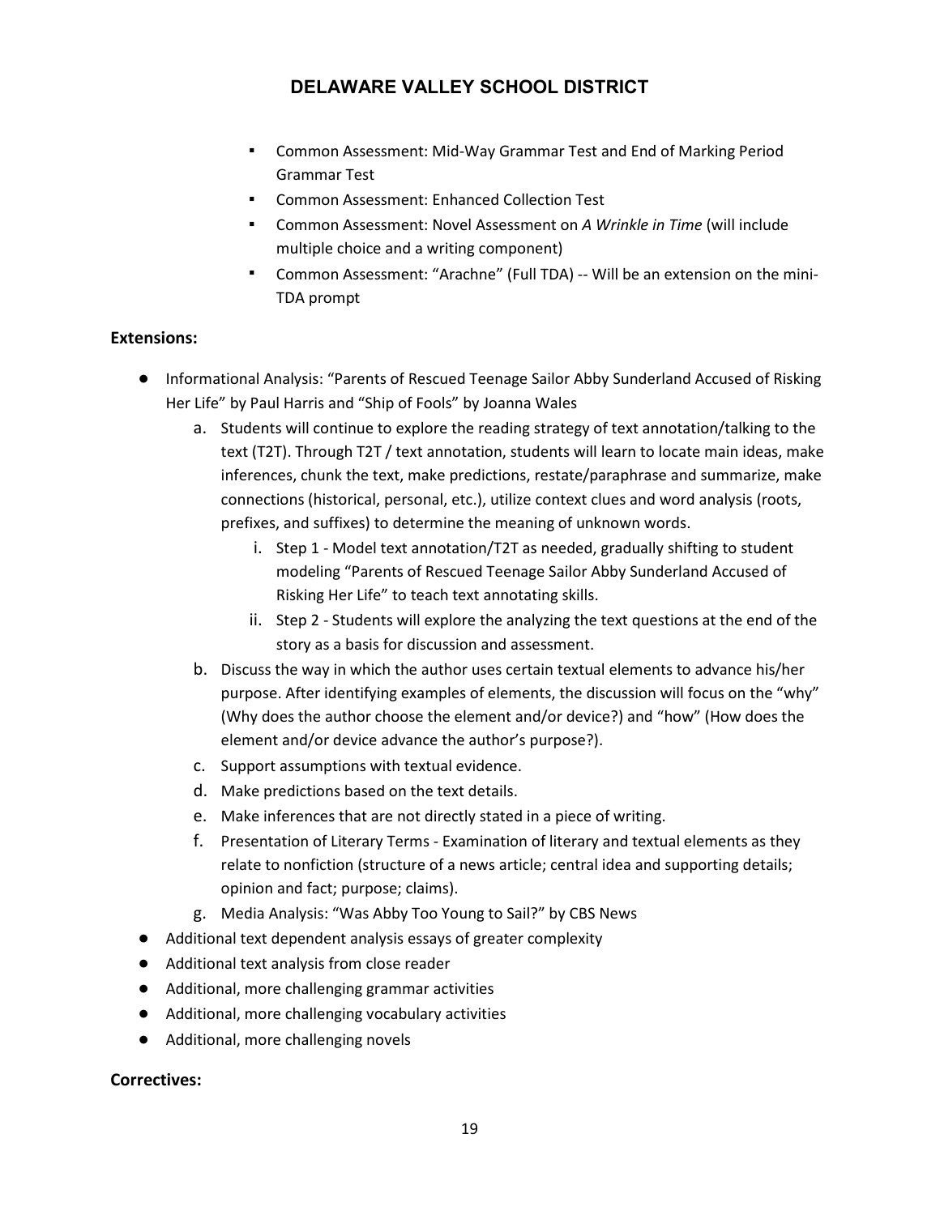- Common Assessment: Mid-Way Grammar Test and End of Marking Period Grammar Test
- Common Assessment: Enhanced Collection Test
- Common Assessment: Novel Assessment on *A Wrinkle in Time* (will include multiple choice and a writing component)
- Common Assessment: "Arachne" (Full TDA) -- Will be an extension on the mini-TDA prompt

**Extensions:**

- Informational Analysis: "Parents of Rescued Teenage Sailor Abby Sunderland Accused of Risking Her Life" by Paul Harris and "Ship of Fools" by Joanna Wales
  a. Students will continue to explore the reading strategy of text annotation/talking to the text (T2T). Through T2T / text annotation, students will learn to locate main ideas, make inferences, chunk the text, make predictions, restate/paraphrase and summarize, make connections (historical, personal, etc.), utilize context clues and word analysis (roots, prefixes, and suffixes) to determine the meaning of unknown words.
     i. Step 1 - Model text annotation/T2T as needed, gradually shifting to student modeling "Parents of Rescued Teenage Sailor Abby Sunderland Accused of Risking Her Life" to teach text annotating skills.
     ii. Step 2 - Students will explore the analyzing the text questions at the end of the story as a basis for discussion and assessment.
  b. Discuss the way in which the author uses certain textual elements to advance his/her purpose. After identifying examples of elements, the discussion will focus on the "why" (Why does the author choose the element and/or device?) and "how" (How does the element and/or device advance the author's purpose?).
  c. Support assumptions with textual evidence.
  d. Make predictions based on the text details.
  e. Make inferences that are not directly stated in a piece of writing.
  f. Presentation of Literary Terms - Examination of literary and textual elements as they relate to nonfiction (structure of a news article; central idea and supporting details; opinion and fact; purpose; claims).
  g. Media Analysis: "Was Abby Too Young to Sail?" by CBS News
- Additional text dependent analysis essays of greater complexity
- Additional text analysis from close reader
- Additional, more challenging grammar activities
- Additional, more challenging vocabulary activities
- Additional, more challenging novels

**Correctives:**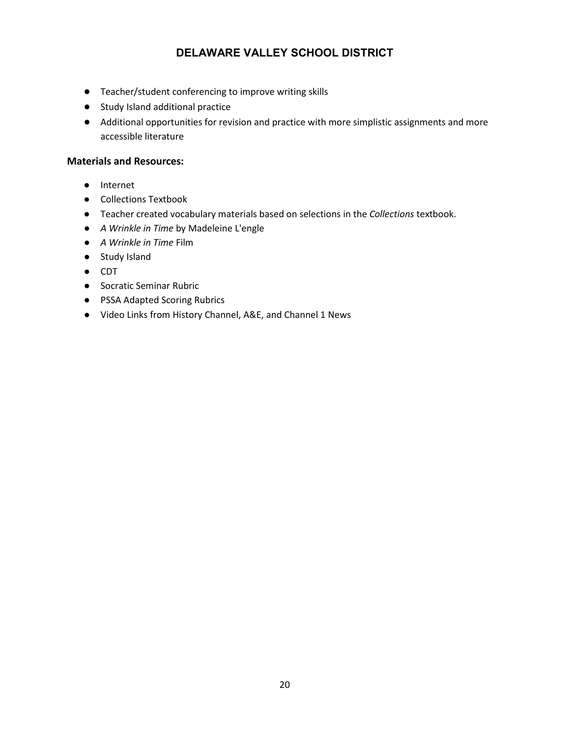- Teacher/student conferencing to improve writing skills
- Study Island additional practice
- Additional opportunities for revision and practice with more simplistic assignments and more accessible literature

**Materials and Resources:**

- Internet
- Collections Textbook
- Teacher created vocabulary materials based on selections in the *Collections* textbook.
- *A Wrinkle in Time* by Madeleine L'engle
- *A Wrinkle in Time* Film
- Study Island
- CDT
- Socratic Seminar Rubric
- PSSA Adapted Scoring Rubrics
- Video Links from History Channel, A&E, and Channel 1 News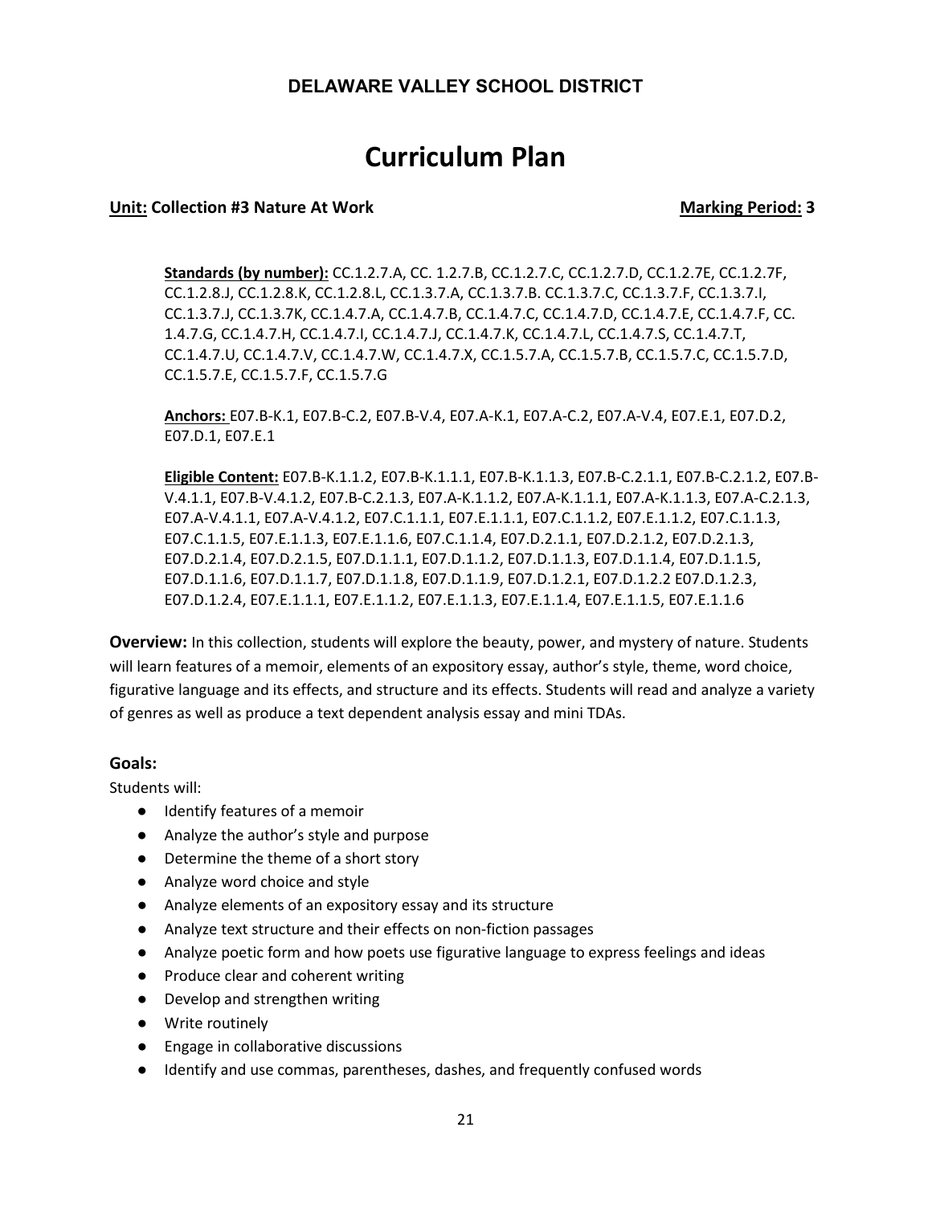**DELAWARE VALLEY SCHOOL DISTRICT**

# Curriculum Plan

**Unit: Collection #3 Nature At Work** **Marking Period: 3**

**Standards (by number):** CC.1.2.7.A, CC. 1.2.7.B, CC.1.2.7.C, CC.1.2.7.D, CC.1.2.7E, CC.1.2.7F, CC.1.2.8.J, CC.1.2.8.K, CC.1.2.8.L, CC.1.3.7.A, CC.1.3.7.B. CC.1.3.7.C, CC.1.3.7.F, CC.1.3.7.I, CC.1.3.7.J, CC.1.3.7K, CC.1.4.7.A, CC.1.4.7.B, CC.1.4.7.C, CC.1.4.7.D, CC.1.4.7.E, CC.1.4.7.F, CC. 1.4.7.G, CC.1.4.7.H, CC.1.4.7.I, CC.1.4.7.J, CC.1.4.7.K, CC.1.4.7.L, CC.1.4.7.S, CC.1.4.7.T, CC.1.4.7.U, CC.1.4.7.V, CC.1.4.7.W, CC.1.4.7.X, CC.1.5.7.A, CC.1.5.7.B, CC.1.5.7.C, CC.1.5.7.D, CC.1.5.7.E, CC.1.5.7.F, CC.1.5.7.G

**Anchors:** E07.B-K.1, E07.B-C.2, E07.B-V.4, E07.A-K.1, E07.A-C.2, E07.A-V.4, E07.E.1, E07.D.2, E07.D.1, E07.E.1

**Eligible Content:** E07.B-K.1.1.2, E07.B-K.1.1.1, E07.B-K.1.1.3, E07.B-C.2.1.1, E07.B-C.2.1.2, E07.B-V.4.1.1, E07.B-V.4.1.2, E07.B-C.2.1.3, E07.A-K.1.1.2, E07.A-K.1.1.1, E07.A-K.1.1.3, E07.A-C.2.1.3, E07.A-V.4.1.1, E07.A-V.4.1.2, E07.C.1.1.1, E07.E.1.1.1, E07.C.1.1.2, E07.E.1.1.2, E07.C.1.1.3, E07.C.1.1.5, E07.E.1.1.3, E07.E.1.1.6, E07.C.1.1.4, E07.D.2.1.1, E07.D.2.1.2, E07.D.2.1.3, E07.D.2.1.4, E07.D.2.1.5, E07.D.1.1.1, E07.D.1.1.2, E07.D.1.1.3, E07.D.1.1.4, E07.D.1.1.5, E07.D.1.1.6, E07.D.1.1.7, E07.D.1.1.8, E07.D.1.1.9, E07.D.1.2.1, E07.D.1.2.2 E07.D.1.2.3, E07.D.1.2.4, E07.E.1.1.1, E07.E.1.1.2, E07.E.1.1.3, E07.E.1.1.4, E07.E.1.1.5, E07.E.1.1.6

**Overview:** In this collection, students will explore the beauty, power, and mystery of nature. Students will learn features of a memoir, elements of an expository essay, author's style, theme, word choice, figurative language and its effects, and structure and its effects. Students will read and analyze a variety of genres as well as produce a text dependent analysis essay and mini TDAs.

### Goals:

Students will:

- Identify features of a memoir
- Analyze the author's style and purpose
- Determine the theme of a short story
- Analyze word choice and style
- Analyze elements of an expository essay and its structure
- Analyze text structure and their effects on non-fiction passages
- Analyze poetic form and how poets use figurative language to express feelings and ideas
- Produce clear and coherent writing
- Develop and strengthen writing
- Write routinely
- Engage in collaborative discussions
- Identify and use commas, parentheses, dashes, and frequently confused words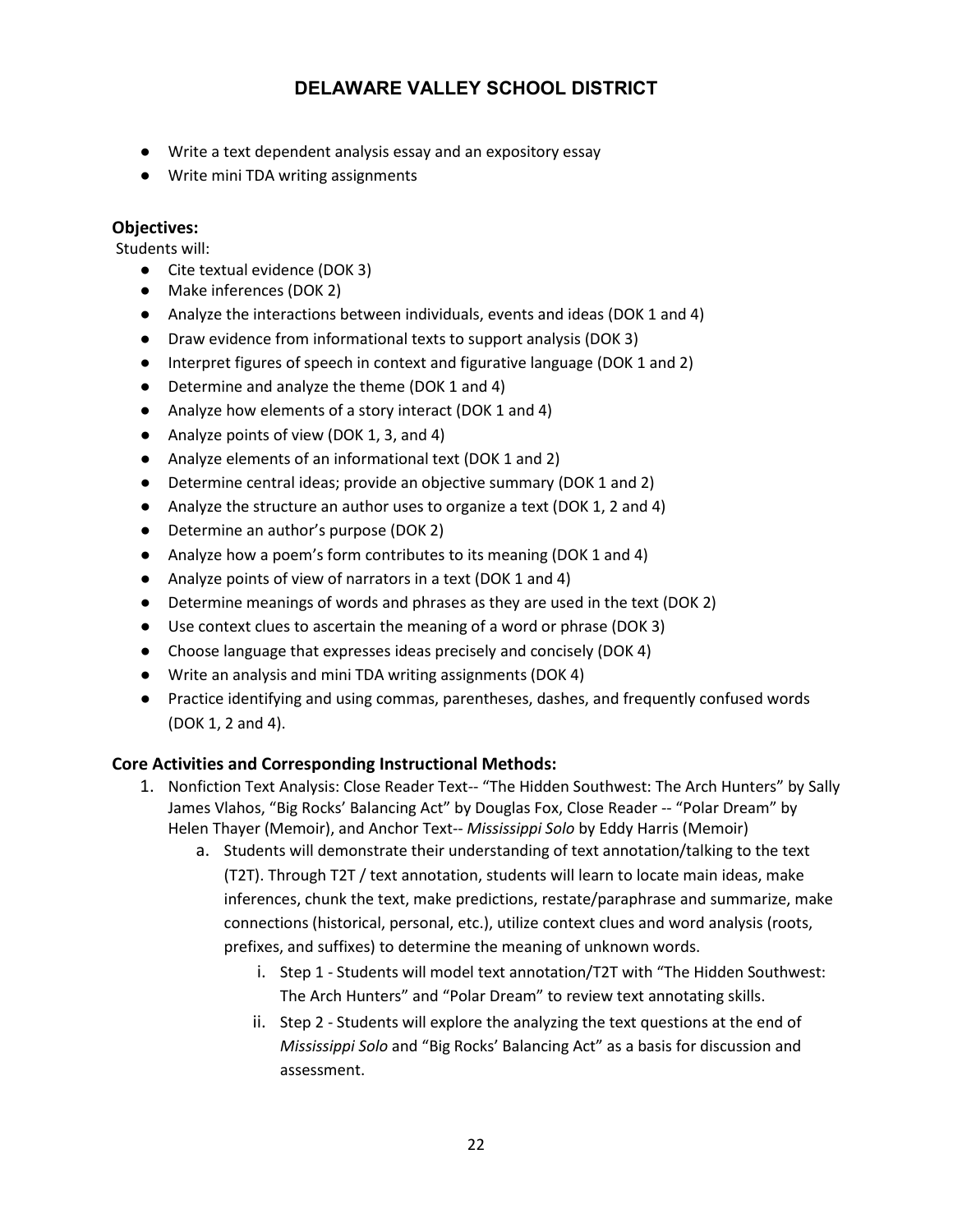- Write a text dependent analysis essay and an expository essay
- Write mini TDA writing assignments

**Objectives:**

Students will:

- Cite textual evidence (DOK 3)
- Make inferences (DOK 2)
- Analyze the interactions between individuals, events and ideas (DOK 1 and 4)
- Draw evidence from informational texts to support analysis (DOK 3)
- Interpret figures of speech in context and figurative language (DOK 1 and 2)
- Determine and analyze the theme (DOK 1 and 4)
- Analyze how elements of a story interact (DOK 1 and 4)
- Analyze points of view (DOK 1, 3, and 4)
- Analyze elements of an informational text (DOK 1 and 2)
- Determine central ideas; provide an objective summary (DOK 1 and 2)
- Analyze the structure an author uses to organize a text (DOK 1, 2 and 4)
- Determine an author's purpose (DOK 2)
- Analyze how a poem's form contributes to its meaning (DOK 1 and 4)
- Analyze points of view of narrators in a text (DOK 1 and 4)
- Determine meanings of words and phrases as they are used in the text (DOK 2)
- Use context clues to ascertain the meaning of a word or phrase (DOK 3)
- Choose language that expresses ideas precisely and concisely (DOK 4)
- Write an analysis and mini TDA writing assignments (DOK 4)
- Practice identifying and using commas, parentheses, dashes, and frequently confused words (DOK 1, 2 and 4).

**Core Activities and Corresponding Instructional Methods:**

1. Nonfiction Text Analysis: Close Reader Text-- "The Hidden Southwest: The Arch Hunters" by Sally James Vlahos, "Big Rocks' Balancing Act" by Douglas Fox, Close Reader -- "Polar Dream" by Helen Thayer (Memoir), and Anchor Text-- *Mississippi Solo* by Eddy Harris (Memoir)
    a. Students will demonstrate their understanding of text annotation/talking to the text (T2T). Through T2T / text annotation, students will learn to locate main ideas, make inferences, chunk the text, make predictions, restate/paraphrase and summarize, make connections (historical, personal, etc.), utilize context clues and word analysis (roots, prefixes, and suffixes) to determine the meaning of unknown words.
        i. Step 1 - Students will model text annotation/T2T with "The Hidden Southwest: The Arch Hunters" and "Polar Dream" to review text annotating skills.
        ii. Step 2 - Students will explore the analyzing the text questions at the end of *Mississippi Solo* and "Big Rocks' Balancing Act" as a basis for discussion and assessment.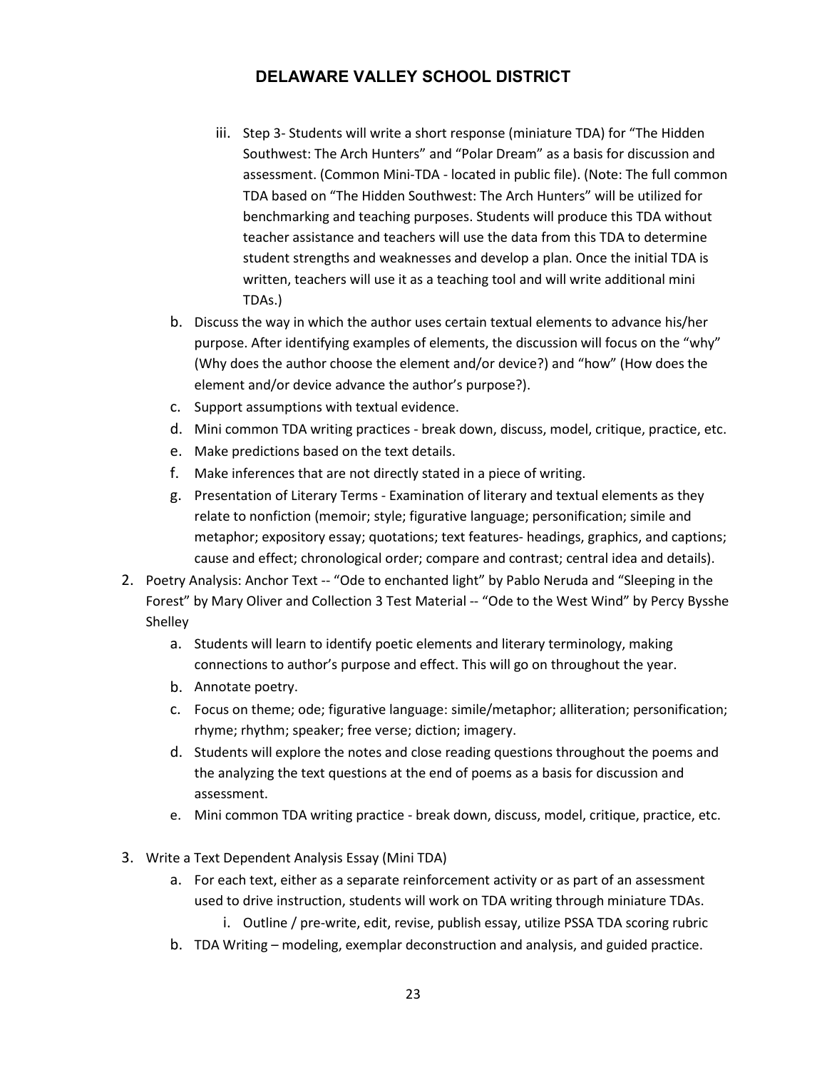iii. Step 3- Students will write a short response (miniature TDA) for "The Hidden Southwest: The Arch Hunters" and "Polar Dream" as a basis for discussion and assessment. (Common Mini-TDA - located in public file). (Note: The full common TDA based on "The Hidden Southwest: The Arch Hunters" will be utilized for benchmarking and teaching purposes. Students will produce this TDA without teacher assistance and teachers will use the data from this TDA to determine student strengths and weaknesses and develop a plan. Once the initial TDA is written, teachers will use it as a teaching tool and will write additional mini TDAs.)

b. Discuss the way in which the author uses certain textual elements to advance his/her purpose. After identifying examples of elements, the discussion will focus on the "why" (Why does the author choose the element and/or device?) and "how" (How does the element and/or device advance the author's purpose?).

c. Support assumptions with textual evidence.

d. Mini common TDA writing practices - break down, discuss, model, critique, practice, etc.

e. Make predictions based on the text details.

f. Make inferences that are not directly stated in a piece of writing.

g. Presentation of Literary Terms - Examination of literary and textual elements as they relate to nonfiction (memoir; style; figurative language; personification; simile and metaphor; expository essay; quotations; text features- headings, graphics, and captions; cause and effect; chronological order; compare and contrast; central idea and details).

2. Poetry Analysis: Anchor Text -- "Ode to enchanted light" by Pablo Neruda and "Sleeping in the Forest" by Mary Oliver and Collection 3 Test Material -- "Ode to the West Wind" by Percy Bysshe Shelley

   a. Students will learn to identify poetic elements and literary terminology, making connections to author's purpose and effect. This will go on throughout the year.

   b. Annotate poetry.

   c. Focus on theme; ode; figurative language: simile/metaphor; alliteration; personification; rhyme; rhythm; speaker; free verse; diction; imagery.

   d. Students will explore the notes and close reading questions throughout the poems and the analyzing the text questions at the end of poems as a basis for discussion and assessment.

   e. Mini common TDA writing practice - break down, discuss, model, critique, practice, etc.

3. Write a Text Dependent Analysis Essay (Mini TDA)

   a. For each text, either as a separate reinforcement activity or as part of an assessment used to drive instruction, students will work on TDA writing through miniature TDAs.

      i. Outline / pre-write, edit, revise, publish essay, utilize PSSA TDA scoring rubric

   b. TDA Writing – modeling, exemplar deconstruction and analysis, and guided practice.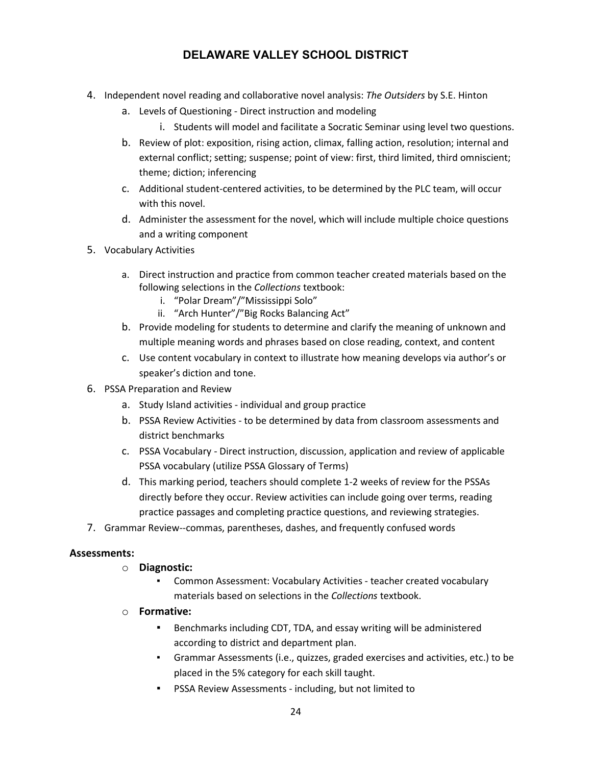4. Independent novel reading and collaborative novel analysis: *The Outsiders* by S.E. Hinton
    a. Levels of Questioning - Direct instruction and modeling
        i. Students will model and facilitate a Socratic Seminar using level two questions.
    b. Review of plot: exposition, rising action, climax, falling action, resolution; internal and external conflict; setting; suspense; point of view: first, third limited, third omniscient; theme; diction; inferencing
    c. Additional student-centered activities, to be determined by the PLC team, will occur with this novel.
    d. Administer the assessment for the novel, which will include multiple choice questions and a writing component
5. Vocabulary Activities
    a. Direct instruction and practice from common teacher created materials based on the following selections in the *Collections* textbook:
        i. "Polar Dream"/"Mississippi Solo"
        ii. "Arch Hunter"/"Big Rocks Balancing Act"
    b. Provide modeling for students to determine and clarify the meaning of unknown and multiple meaning words and phrases based on close reading, context, and content
    c. Use content vocabulary in context to illustrate how meaning develops via author's or speaker's diction and tone.
6. PSSA Preparation and Review
    a. Study Island activities - individual and group practice
    b. PSSA Review Activities - to be determined by data from classroom assessments and district benchmarks
    c. PSSA Vocabulary - Direct instruction, discussion, application and review of applicable PSSA vocabulary (utilize PSSA Glossary of Terms)
    d. This marking period, teachers should complete 1-2 weeks of review for the PSSAs directly before they occur. Review activities can include going over terms, reading practice passages and completing practice questions, and reviewing strategies.
7. Grammar Review--commas, parentheses, dashes, and frequently confused words

**Assessments:**

- **Diagnostic:**
    - Common Assessment: Vocabulary Activities - teacher created vocabulary materials based on selections in the *Collections* textbook.
- **Formative:**
    - Benchmarks including CDT, TDA, and essay writing will be administered according to district and department plan.
    - Grammar Assessments (i.e., quizzes, graded exercises and activities, etc.) to be placed in the 5% category for each skill taught.
    - PSSA Review Assessments - including, but not limited to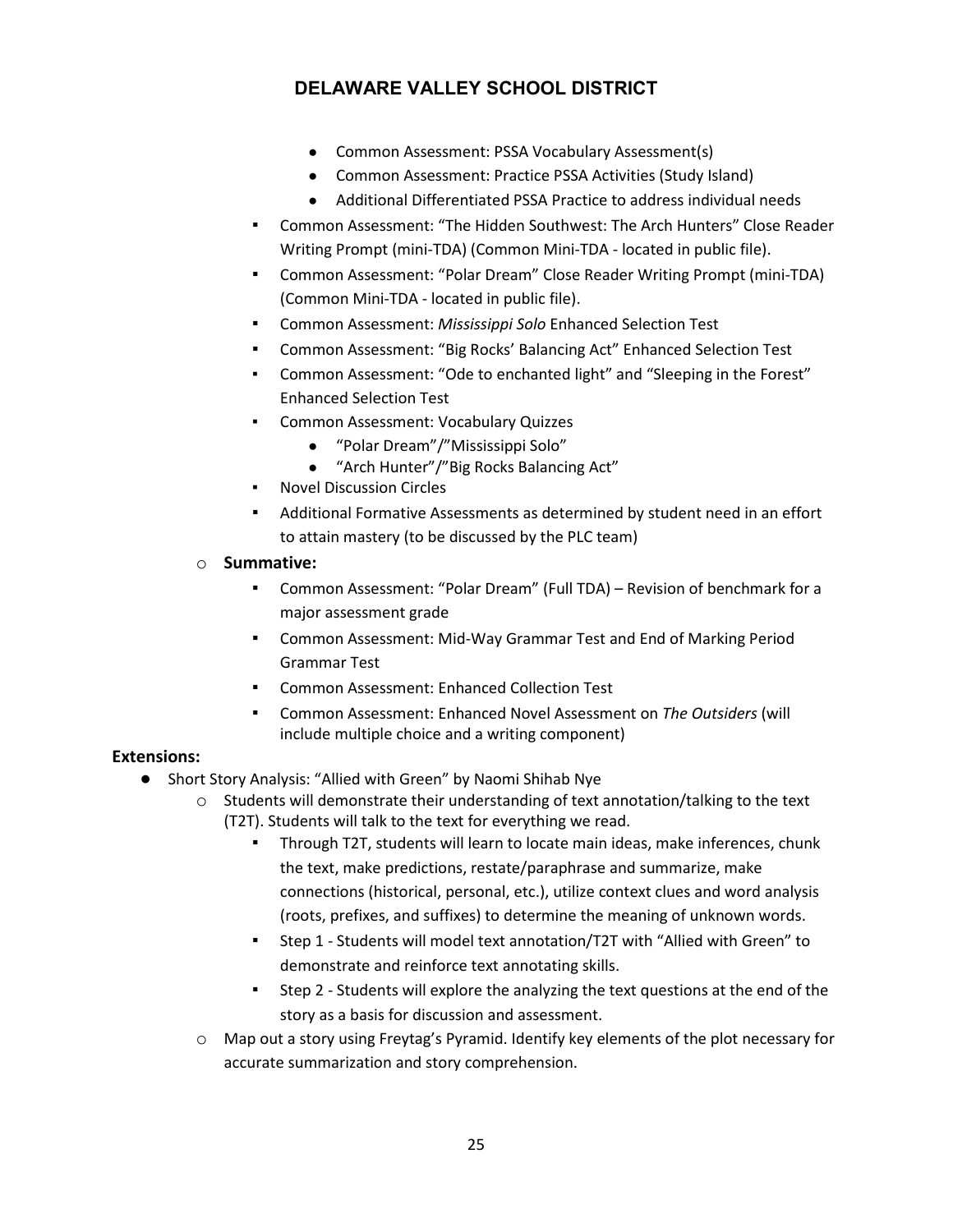- Common Assessment: PSSA Vocabulary Assessment(s)
                - Common Assessment: Practice PSSA Activities (Study Island)
                - Additional Differentiated PSSA Practice to address individual needs
            - Common Assessment: "The Hidden Southwest: The Arch Hunters" Close Reader Writing Prompt (mini-TDA) (Common Mini-TDA - located in public file).
            - Common Assessment: "Polar Dream" Close Reader Writing Prompt (mini-TDA) (Common Mini-TDA - located in public file).
            - Common Assessment: *Mississippi Solo* Enhanced Selection Test
            - Common Assessment: "Big Rocks' Balancing Act" Enhanced Selection Test
            - Common Assessment: "Ode to enchanted light" and "Sleeping in the Forest" Enhanced Selection Test
            - Common Assessment: Vocabulary Quizzes
                - "Polar Dream"/"Mississippi Solo"
                - "Arch Hunter"/"Big Rocks Balancing Act"
            - Novel Discussion Circles
            - Additional Formative Assessments as determined by student need in an effort to attain mastery (to be discussed by the PLC team)
        - **Summative:**
            - Common Assessment: "Polar Dream" (Full TDA) – Revision of benchmark for a major assessment grade
            - Common Assessment: Mid-Way Grammar Test and End of Marking Period Grammar Test
            - Common Assessment: Enhanced Collection Test
            - Common Assessment: Enhanced Novel Assessment on *The Outsiders* (will include multiple choice and a writing component)

**Extensions:**

- Short Story Analysis: "Allied with Green" by Naomi Shihab Nye
    - Students will demonstrate their understanding of text annotation/talking to the text (T2T). Students will talk to the text for everything we read.
        - Through T2T, students will learn to locate main ideas, make inferences, chunk the text, make predictions, restate/paraphrase and summarize, make connections (historical, personal, etc.), utilize context clues and word analysis (roots, prefixes, and suffixes) to determine the meaning of unknown words.
        - Step 1 - Students will model text annotation/T2T with "Allied with Green" to demonstrate and reinforce text annotating skills.
        - Step 2 - Students will explore the analyzing the text questions at the end of the story as a basis for discussion and assessment.
    - Map out a story using Freytag's Pyramid. Identify key elements of the plot necessary for accurate summarization and story comprehension.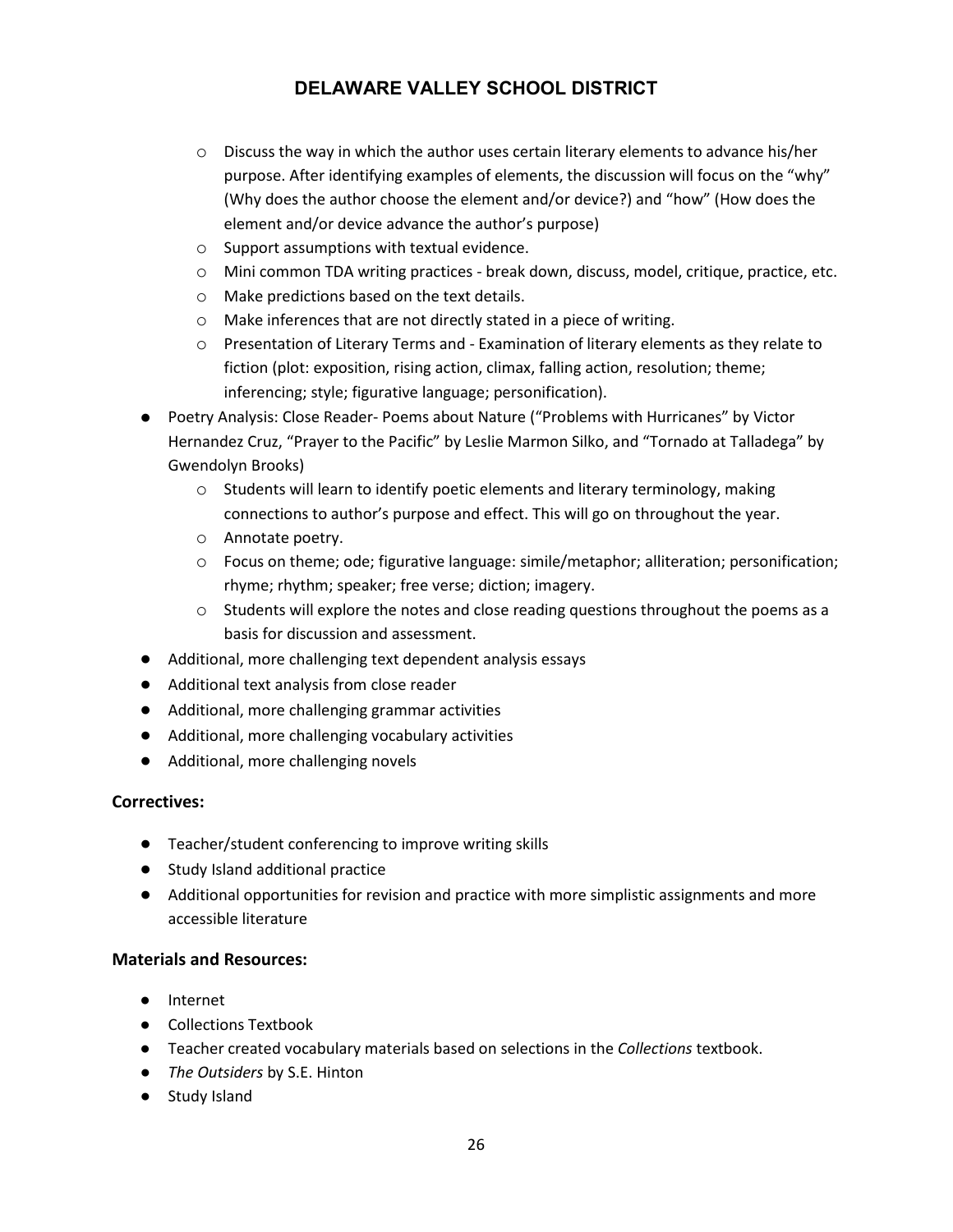- Discuss the way in which the author uses certain literary elements to advance his/her purpose. After identifying examples of elements, the discussion will focus on the "why" (Why does the author choose the element and/or device?) and "how" (How does the element and/or device advance the author's purpose)
  - Support assumptions with textual evidence.
  - Mini common TDA writing practices - break down, discuss, model, critique, practice, etc.
  - Make predictions based on the text details.
  - Make inferences that are not directly stated in a piece of writing.
  - Presentation of Literary Terms and - Examination of literary elements as they relate to fiction (plot: exposition, rising action, climax, falling action, resolution; theme; inferencing; style; figurative language; personification).
- Poetry Analysis: Close Reader- Poems about Nature ("Problems with Hurricanes" by Victor Hernandez Cruz, "Prayer to the Pacific" by Leslie Marmon Silko, and "Tornado at Talladega" by Gwendolyn Brooks)
  - Students will learn to identify poetic elements and literary terminology, making connections to author's purpose and effect. This will go on throughout the year.
  - Annotate poetry.
  - Focus on theme; ode; figurative language: simile/metaphor; alliteration; personification; rhyme; rhythm; speaker; free verse; diction; imagery.
  - Students will explore the notes and close reading questions throughout the poems as a basis for discussion and assessment.
- Additional, more challenging text dependent analysis essays
- Additional text analysis from close reader
- Additional, more challenging grammar activities
- Additional, more challenging vocabulary activities
- Additional, more challenging novels

### Correctives:

- Teacher/student conferencing to improve writing skills
- Study Island additional practice
- Additional opportunities for revision and practice with more simplistic assignments and more accessible literature

### Materials and Resources:

- Internet
- Collections Textbook
- Teacher created vocabulary materials based on selections in the *Collections* textbook.
- *The Outsiders* by S.E. Hinton
- Study Island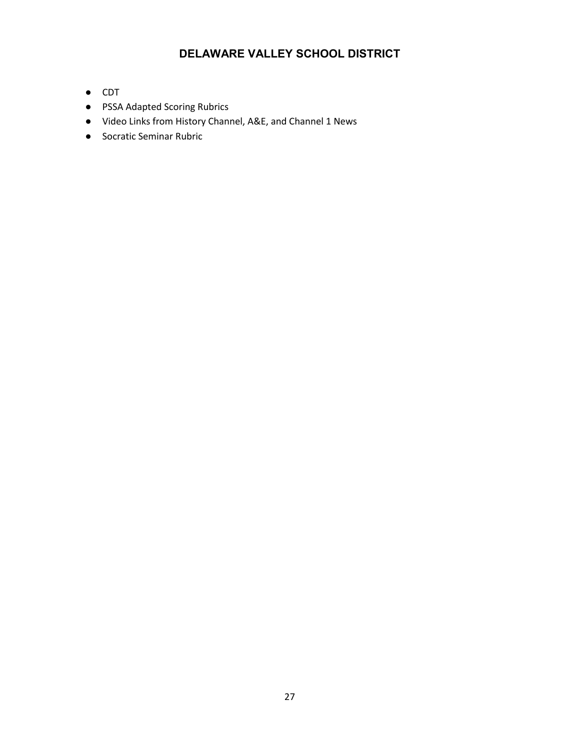- CDT
- PSSA Adapted Scoring Rubrics
- Video Links from History Channel, A&E, and Channel 1 News
- Socratic Seminar Rubric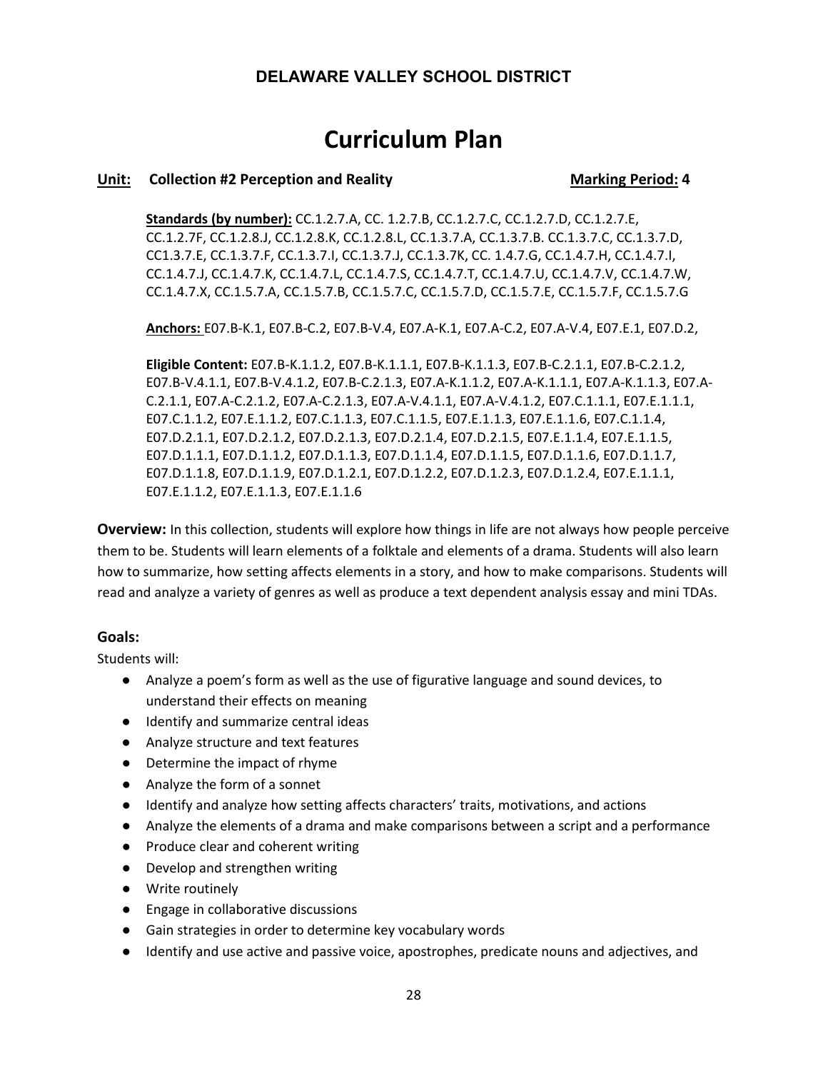**DELAWARE VALLEY SCHOOL DISTRICT**

# Curriculum Plan

**Unit: Collection #2 Perception and Reality** **Marking Period: 4**

**Standards (by number):** CC.1.2.7.A, CC. 1.2.7.B, CC.1.2.7.C, CC.1.2.7.D, CC.1.2.7.E, CC.1.2.7F, CC.1.2.8.J, CC.1.2.8.K, CC.1.2.8.L, CC.1.3.7.A, CC.1.3.7.B. CC.1.3.7.C, CC.1.3.7.D, CC1.3.7.E, CC.1.3.7.F, CC.1.3.7.I, CC.1.3.7.J, CC.1.3.7K, CC. 1.4.7.G, CC.1.4.7.H, CC.1.4.7.I, CC.1.4.7.J, CC.1.4.7.K, CC.1.4.7.L, CC.1.4.7.S, CC.1.4.7.T, CC.1.4.7.U, CC.1.4.7.V, CC.1.4.7.W, CC.1.4.7.X, CC.1.5.7.A, CC.1.5.7.B, CC.1.5.7.C, CC.1.5.7.D, CC.1.5.7.E, CC.1.5.7.F, CC.1.5.7.G

**Anchors:** E07.B-K.1, E07.B-C.2, E07.B-V.4, E07.A-K.1, E07.A-C.2, E07.A-V.4, E07.E.1, E07.D.2,

**Eligible Content:** E07.B-K.1.1.2, E07.B-K.1.1.1, E07.B-K.1.1.3, E07.B-C.2.1.1, E07.B-C.2.1.2, E07.B-V.4.1.1, E07.B-V.4.1.2, E07.B-C.2.1.3, E07.A-K.1.1.2, E07.A-K.1.1.1, E07.A-K.1.1.3, E07.A-C.2.1.1, E07.A-C.2.1.2, E07.A-C.2.1.3, E07.A-V.4.1.1, E07.A-V.4.1.2, E07.C.1.1.1, E07.E.1.1.1, E07.C.1.1.2, E07.E.1.1.2, E07.C.1.1.3, E07.C.1.1.5, E07.E.1.1.3, E07.E.1.1.6, E07.C.1.1.4, E07.D.2.1.1, E07.D.2.1.2, E07.D.2.1.3, E07.D.2.1.4, E07.D.2.1.5, E07.E.1.1.4, E07.E.1.1.5, E07.D.1.1.1, E07.D.1.1.2, E07.D.1.1.3, E07.D.1.1.4, E07.D.1.1.5, E07.D.1.1.6, E07.D.1.1.7, E07.D.1.1.8, E07.D.1.1.9, E07.D.1.2.1, E07.D.1.2.2, E07.D.1.2.3, E07.D.1.2.4, E07.E.1.1.1, E07.E.1.1.2, E07.E.1.1.3, E07.E.1.1.6

**Overview:** In this collection, students will explore how things in life are not always how people perceive them to be. Students will learn elements of a folktale and elements of a drama. Students will also learn how to summarize, how setting affects elements in a story, and how to make comparisons. Students will read and analyze a variety of genres as well as produce a text dependent analysis essay and mini TDAs.

### Goals:

Students will:

- Analyze a poem's form as well as the use of figurative language and sound devices, to understand their effects on meaning
- Identify and summarize central ideas
- Analyze structure and text features
- Determine the impact of rhyme
- Analyze the form of a sonnet
- Identify and analyze how setting affects characters' traits, motivations, and actions
- Analyze the elements of a drama and make comparisons between a script and a performance
- Produce clear and coherent writing
- Develop and strengthen writing
- Write routinely
- Engage in collaborative discussions
- Gain strategies in order to determine key vocabulary words
- Identify and use active and passive voice, apostrophes, predicate nouns and adjectives, and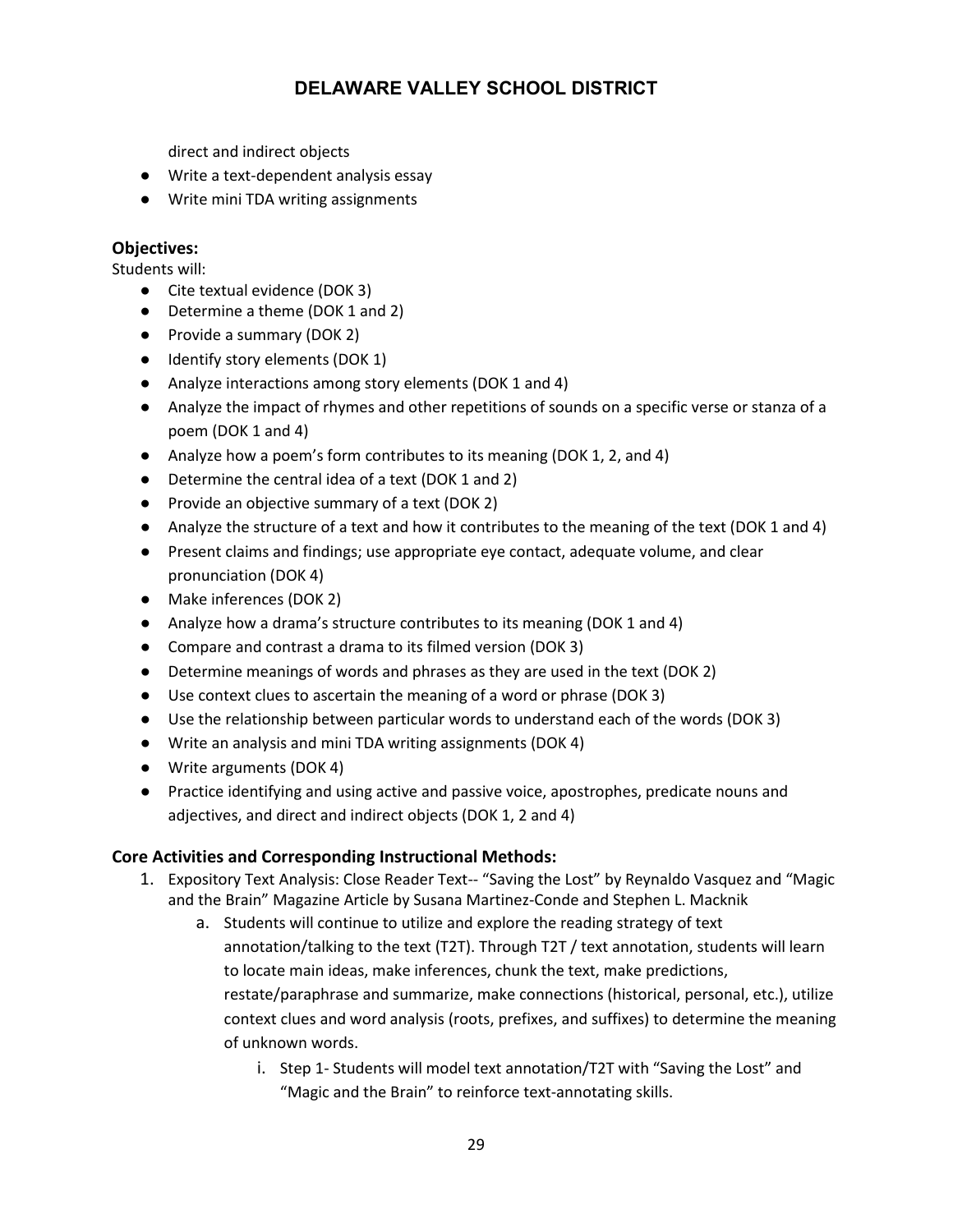direct and indirect objects

- Write a text-dependent analysis essay
- Write mini TDA writing assignments

### Objectives:

Students will:

- Cite textual evidence (DOK 3)
- Determine a theme (DOK 1 and 2)
- Provide a summary (DOK 2)
- Identify story elements (DOK 1)
- Analyze interactions among story elements (DOK 1 and 4)
- Analyze the impact of rhymes and other repetitions of sounds on a specific verse or stanza of a poem (DOK 1 and 4)
- Analyze how a poem's form contributes to its meaning (DOK 1, 2, and 4)
- Determine the central idea of a text (DOK 1 and 2)
- Provide an objective summary of a text (DOK 2)
- Analyze the structure of a text and how it contributes to the meaning of the text (DOK 1 and 4)
- Present claims and findings; use appropriate eye contact, adequate volume, and clear pronunciation (DOK 4)
- Make inferences (DOK 2)
- Analyze how a drama's structure contributes to its meaning (DOK 1 and 4)
- Compare and contrast a drama to its filmed version (DOK 3)
- Determine meanings of words and phrases as they are used in the text (DOK 2)
- Use context clues to ascertain the meaning of a word or phrase (DOK 3)
- Use the relationship between particular words to understand each of the words (DOK 3)
- Write an analysis and mini TDA writing assignments (DOK 4)
- Write arguments (DOK 4)
- Practice identifying and using active and passive voice, apostrophes, predicate nouns and adjectives, and direct and indirect objects (DOK 1, 2 and 4)

### Core Activities and Corresponding Instructional Methods:

1. Expository Text Analysis: Close Reader Text-- "Saving the Lost" by Reynaldo Vasquez and "Magic and the Brain" Magazine Article by Susana Martinez-Conde and Stephen L. Macknik
   a. Students will continue to utilize and explore the reading strategy of text annotation/talking to the text (T2T). Through T2T / text annotation, students will learn to locate main ideas, make inferences, chunk the text, make predictions, restate/paraphrase and summarize, make connections (historical, personal, etc.), utilize context clues and word analysis (roots, prefixes, and suffixes) to determine the meaning of unknown words.
      i. Step 1- Students will model text annotation/T2T with "Saving the Lost" and "Magic and the Brain" to reinforce text-annotating skills.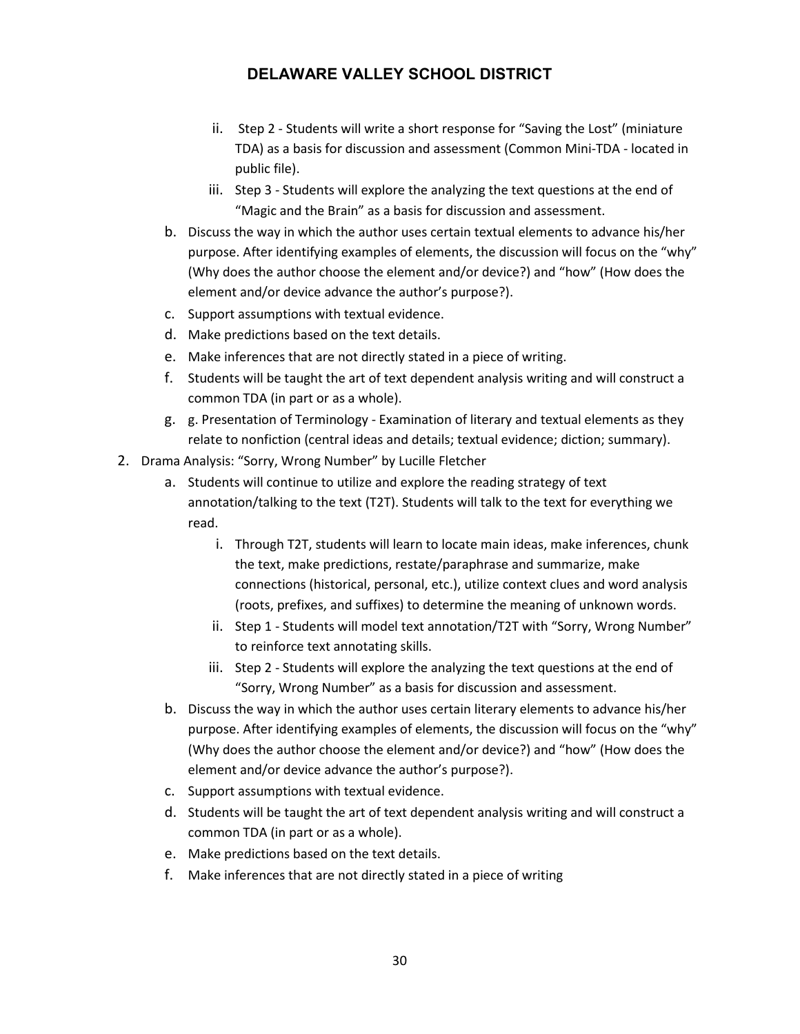**DELAWARE VALLEY SCHOOL DISTRICT**

   - ii. Step 2 - Students will write a short response for "Saving the Lost" (miniature TDA) as a basis for discussion and assessment (Common Mini-TDA - located in public file).
   - iii. Step 3 - Students will explore the analyzing the text questions at the end of "Magic and the Brain" as a basis for discussion and assessment.

   b. Discuss the way in which the author uses certain textual elements to advance his/her purpose. After identifying examples of elements, the discussion will focus on the "why" (Why does the author choose the element and/or device?) and "how" (How does the element and/or device advance the author's purpose?).

   c. Support assumptions with textual evidence.

   d. Make predictions based on the text details.

   e. Make inferences that are not directly stated in a piece of writing.

   f. Students will be taught the art of text dependent analysis writing and will construct a common TDA (in part or as a whole).

   g. g. Presentation of Terminology - Examination of literary and textual elements as they relate to nonfiction (central ideas and details; textual evidence; diction; summary).

2. Drama Analysis: "Sorry, Wrong Number" by Lucille Fletcher

   a. Students will continue to utilize and explore the reading strategy of text annotation/talking to the text (T2T). Students will talk to the text for everything we read.
      - i. Through T2T, students will learn to locate main ideas, make inferences, chunk the text, make predictions, restate/paraphrase and summarize, make connections (historical, personal, etc.), utilize context clues and word analysis (roots, prefixes, and suffixes) to determine the meaning of unknown words.
      - ii. Step 1 - Students will model text annotation/T2T with "Sorry, Wrong Number" to reinforce text annotating skills.
      - iii. Step 2 - Students will explore the analyzing the text questions at the end of "Sorry, Wrong Number" as a basis for discussion and assessment.

   b. Discuss the way in which the author uses certain literary elements to advance his/her purpose. After identifying examples of elements, the discussion will focus on the "why" (Why does the author choose the element and/or device?) and "how" (How does the element and/or device advance the author's purpose?).

   c. Support assumptions with textual evidence.

   d. Students will be taught the art of text dependent analysis writing and will construct a common TDA (in part or as a whole).

   e. Make predictions based on the text details.

   f. Make inferences that are not directly stated in a piece of writing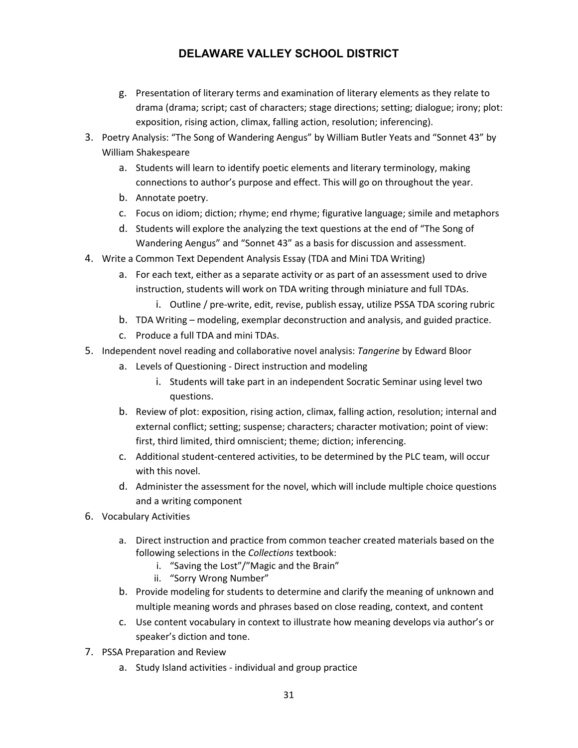g. Presentation of literary terms and examination of literary elements as they relate to drama (drama; script; cast of characters; stage directions; setting; dialogue; irony; plot: exposition, rising action, climax, falling action, resolution; inferencing).

3. Poetry Analysis: "The Song of Wandering Aengus" by William Butler Yeats and "Sonnet 43" by William Shakespeare
   a. Students will learn to identify poetic elements and literary terminology, making connections to author's purpose and effect. This will go on throughout the year.
   b. Annotate poetry.
   c. Focus on idiom; diction; rhyme; end rhyme; figurative language; simile and metaphors
   d. Students will explore the analyzing the text questions at the end of "The Song of Wandering Aengus" and "Sonnet 43" as a basis for discussion and assessment.
4. Write a Common Text Dependent Analysis Essay (TDA and Mini TDA Writing)
   a. For each text, either as a separate activity or as part of an assessment used to drive instruction, students will work on TDA writing through miniature and full TDAs.
      i. Outline / pre-write, edit, revise, publish essay, utilize PSSA TDA scoring rubric
   b. TDA Writing – modeling, exemplar deconstruction and analysis, and guided practice.
   c. Produce a full TDA and mini TDAs.
5. Independent novel reading and collaborative novel analysis: *Tangerine* by Edward Bloor
   a. Levels of Questioning - Direct instruction and modeling
      i. Students will take part in an independent Socratic Seminar using level two questions.
   b. Review of plot: exposition, rising action, climax, falling action, resolution; internal and external conflict; setting; suspense; characters; character motivation; point of view: first, third limited, third omniscient; theme; diction; inferencing.
   c. Additional student-centered activities, to be determined by the PLC team, will occur with this novel.
   d. Administer the assessment for the novel, which will include multiple choice questions and a writing component
6. Vocabulary Activities
   a. Direct instruction and practice from common teacher created materials based on the following selections in the *Collections* textbook:
      i. "Saving the Lost"/"Magic and the Brain"
      ii. "Sorry Wrong Number"
   b. Provide modeling for students to determine and clarify the meaning of unknown and multiple meaning words and phrases based on close reading, context, and content
   c. Use content vocabulary in context to illustrate how meaning develops via author's or speaker's diction and tone.
7. PSSA Preparation and Review
   a. Study Island activities - individual and group practice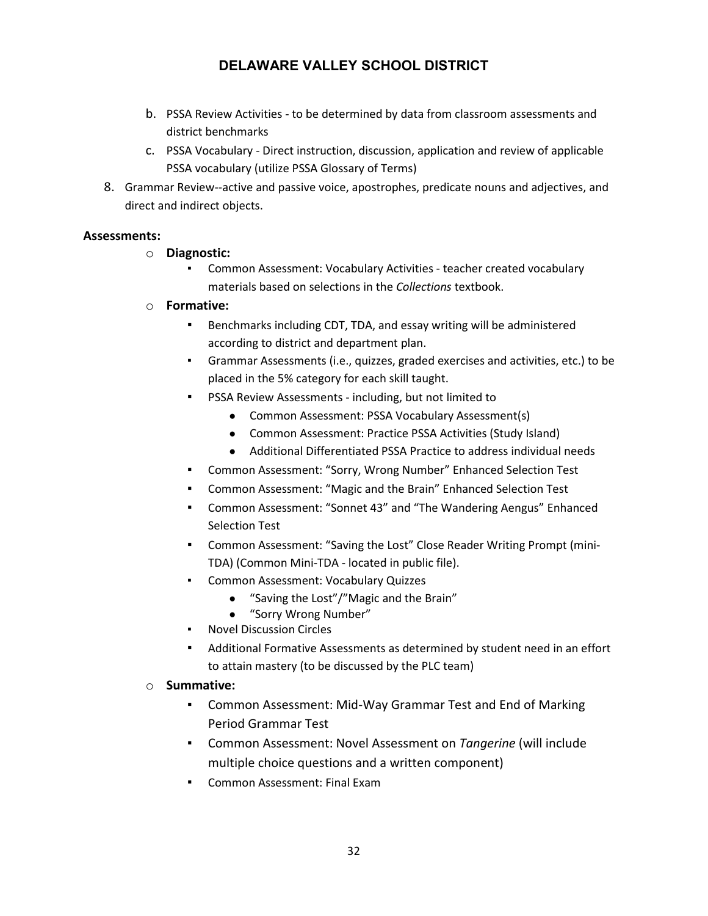b. PSSA Review Activities - to be determined by data from classroom assessments and district benchmarks
   c. PSSA Vocabulary - Direct instruction, discussion, application and review of applicable PSSA vocabulary (utilize PSSA Glossary of Terms)

8. Grammar Review--active and passive voice, apostrophes, predicate nouns and adjectives, and direct and indirect objects.

**Assessments:**

- **Diagnostic:**
  - Common Assessment: Vocabulary Activities - teacher created vocabulary materials based on selections in the *Collections* textbook.
- **Formative:**
  - Benchmarks including CDT, TDA, and essay writing will be administered according to district and department plan.
  - Grammar Assessments (i.e., quizzes, graded exercises and activities, etc.) to be placed in the 5% category for each skill taught.
  - PSSA Review Assessments - including, but not limited to
    - Common Assessment: PSSA Vocabulary Assessment(s)
    - Common Assessment: Practice PSSA Activities (Study Island)
    - Additional Differentiated PSSA Practice to address individual needs
  - Common Assessment: "Sorry, Wrong Number" Enhanced Selection Test
  - Common Assessment: "Magic and the Brain" Enhanced Selection Test
  - Common Assessment: "Sonnet 43" and "The Wandering Aengus" Enhanced Selection Test
  - Common Assessment: "Saving the Lost" Close Reader Writing Prompt (mini-TDA) (Common Mini-TDA - located in public file).
  - Common Assessment: Vocabulary Quizzes
    - "Saving the Lost"/"Magic and the Brain"
    - "Sorry Wrong Number"
  - Novel Discussion Circles
  - Additional Formative Assessments as determined by student need in an effort to attain mastery (to be discussed by the PLC team)
- **Summative:**
  - Common Assessment: Mid-Way Grammar Test and End of Marking Period Grammar Test
  - Common Assessment: Novel Assessment on *Tangerine* (will include multiple choice questions and a written component)
  - Common Assessment: Final Exam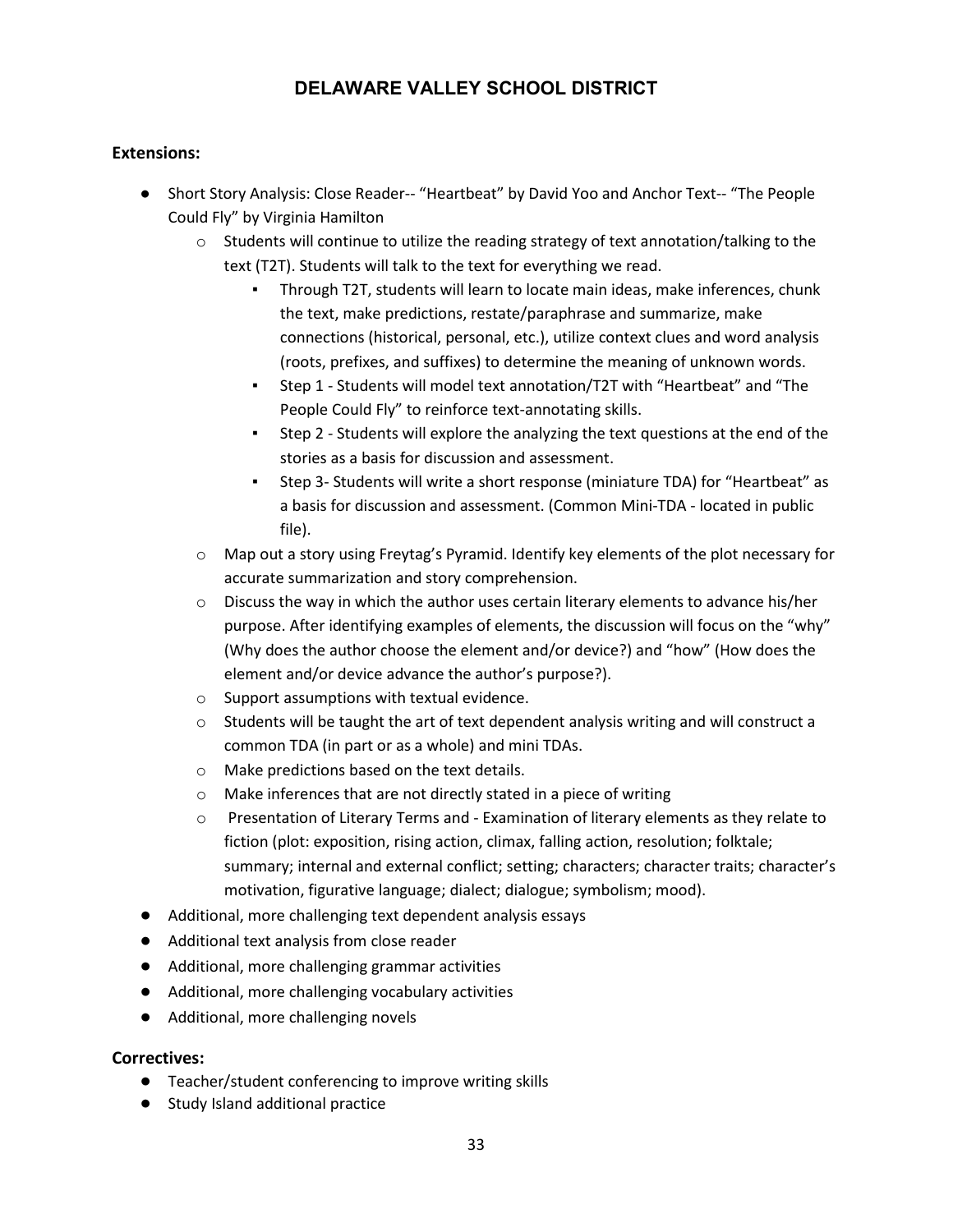# DELAWARE VALLEY SCHOOL DISTRICT

**Extensions:**

- Short Story Analysis: Close Reader-- “Heartbeat” by David Yoo and Anchor Text-- “The People Could Fly” by Virginia Hamilton
  - Students will continue to utilize the reading strategy of text annotation/talking to the text (T2T). Students will talk to the text for everything we read.
    - Through T2T, students will learn to locate main ideas, make inferences, chunk the text, make predictions, restate/paraphrase and summarize, make connections (historical, personal, etc.), utilize context clues and word analysis (roots, prefixes, and suffixes) to determine the meaning of unknown words.
    - Step 1 - Students will model text annotation/T2T with “Heartbeat” and “The People Could Fly” to reinforce text-annotating skills.
    - Step 2 - Students will explore the analyzing the text questions at the end of the stories as a basis for discussion and assessment.
    - Step 3- Students will write a short response (miniature TDA) for “Heartbeat” as a basis for discussion and assessment. (Common Mini-TDA - located in public file).
  - Map out a story using Freytag’s Pyramid. Identify key elements of the plot necessary for accurate summarization and story comprehension.
  - Discuss the way in which the author uses certain literary elements to advance his/her purpose. After identifying examples of elements, the discussion will focus on the “why” (Why does the author choose the element and/or device?) and “how” (How does the element and/or device advance the author’s purpose?).
  - Support assumptions with textual evidence.
  - Students will be taught the art of text dependent analysis writing and will construct a common TDA (in part or as a whole) and mini TDAs.
  - Make predictions based on the text details.
  - Make inferences that are not directly stated in a piece of writing
  - Presentation of Literary Terms and - Examination of literary elements as they relate to fiction (plot: exposition, rising action, climax, falling action, resolution; folktale; summary; internal and external conflict; setting; characters; character traits; character’s motivation, figurative language; dialect; dialogue; symbolism; mood).
- Additional, more challenging text dependent analysis essays
- Additional text analysis from close reader
- Additional, more challenging grammar activities
- Additional, more challenging vocabulary activities
- Additional, more challenging novels

**Correctives:**

- Teacher/student conferencing to improve writing skills
- Study Island additional practice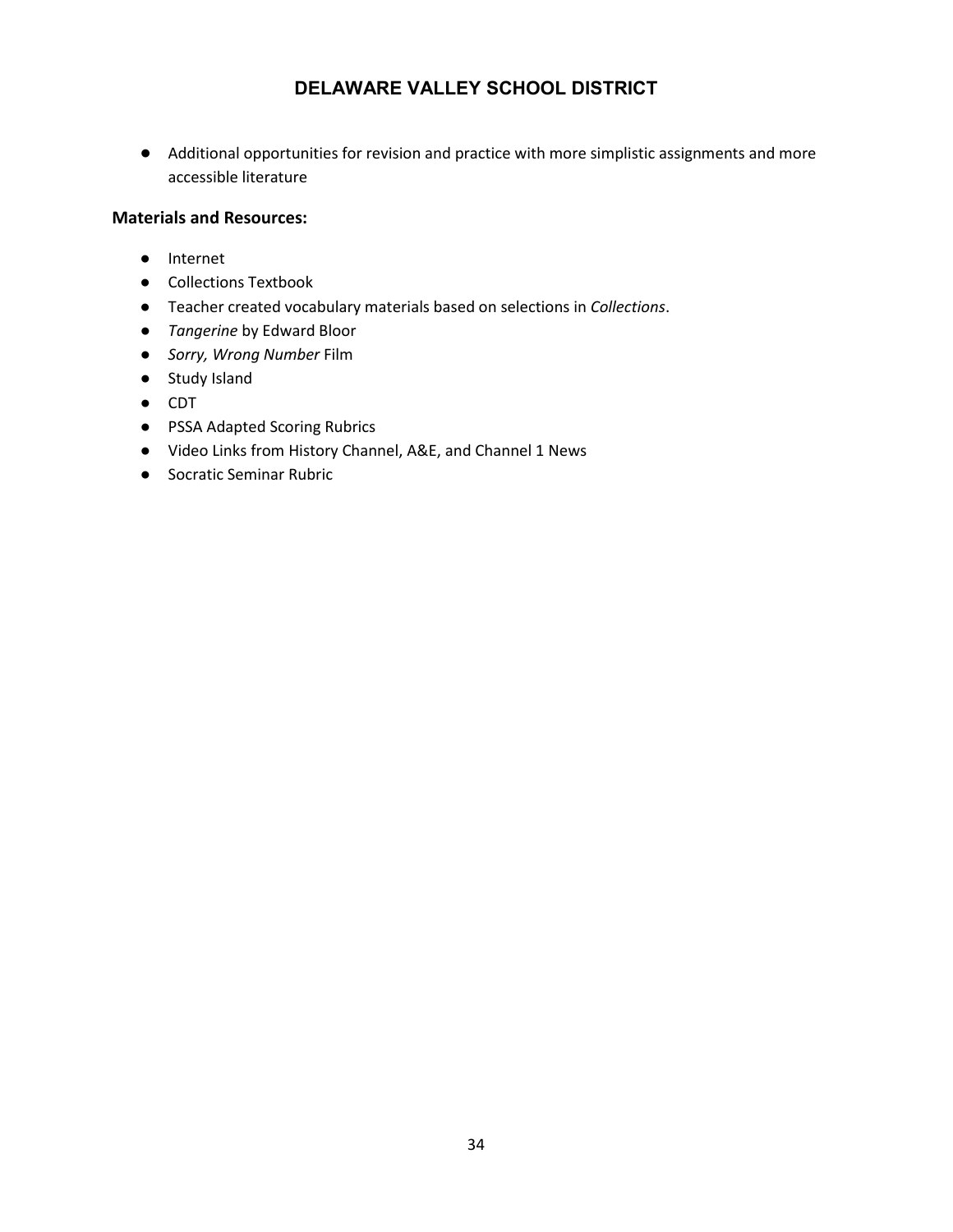- Additional opportunities for revision and practice with more simplistic assignments and more accessible literature

**Materials and Resources:**

- Internet
- Collections Textbook
- Teacher created vocabulary materials based on selections in *Collections*.
- *Tangerine* by Edward Bloor
- *Sorry, Wrong Number* Film
- Study Island
- CDT
- PSSA Adapted Scoring Rubrics
- Video Links from History Channel, A&E, and Channel 1 News
- Socratic Seminar Rubric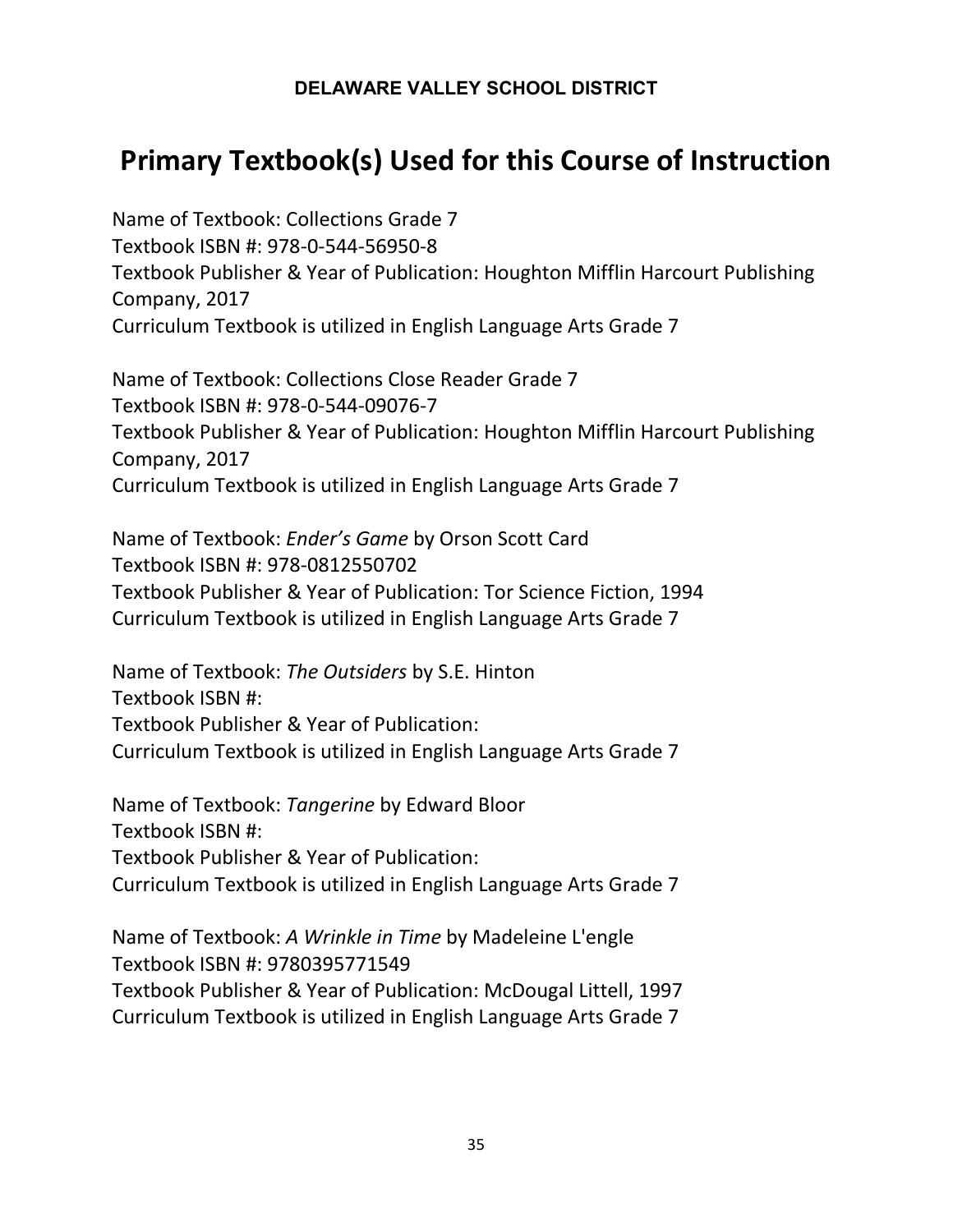**DELAWARE VALLEY SCHOOL DISTRICT**

# Primary Textbook(s) Used for this Course of Instruction

Name of Textbook: Collections Grade 7
Textbook ISBN #: 978-0-544-56950-8
Textbook Publisher & Year of Publication: Houghton Mifflin Harcourt Publishing Company, 2017
Curriculum Textbook is utilized in English Language Arts Grade 7

Name of Textbook: Collections Close Reader Grade 7
Textbook ISBN #: 978-0-544-09076-7
Textbook Publisher & Year of Publication: Houghton Mifflin Harcourt Publishing Company, 2017
Curriculum Textbook is utilized in English Language Arts Grade 7

Name of Textbook: *Ender's Game* by Orson Scott Card
Textbook ISBN #: 978-0812550702
Textbook Publisher & Year of Publication: Tor Science Fiction, 1994
Curriculum Textbook is utilized in English Language Arts Grade 7

Name of Textbook: *The Outsiders* by S.E. Hinton
Textbook ISBN #:
Textbook Publisher & Year of Publication:
Curriculum Textbook is utilized in English Language Arts Grade 7

Name of Textbook: *Tangerine* by Edward Bloor
Textbook ISBN #:
Textbook Publisher & Year of Publication:
Curriculum Textbook is utilized in English Language Arts Grade 7

Name of Textbook: *A Wrinkle in Time* by Madeleine L'engle
Textbook ISBN #: 9780395771549
Textbook Publisher & Year of Publication: McDougal Littell, 1997
Curriculum Textbook is utilized in English Language Arts Grade 7